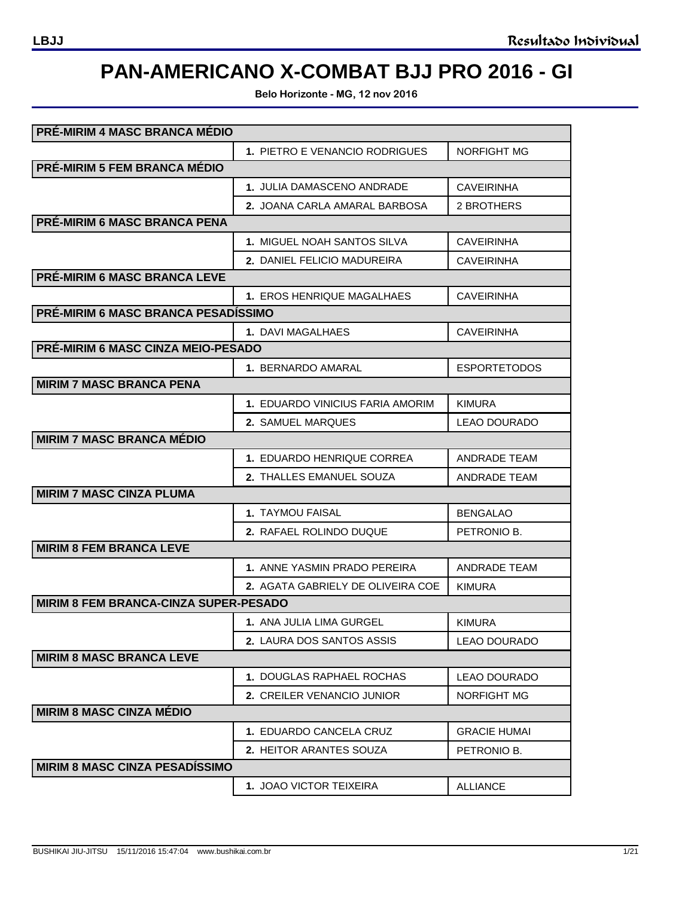# PAN-AMERICANO X-COMBAT BJJ PRO 2016 - GI

**Belo Horizonte - MG, 12 nov 2016**

| PRÉ-MIRIM 4 MASC BRANCA MÉDIO | | |
|---|---|---|
| | **1.** PIETRO E VENANCIO RODRIGUES | NORFIGHT MG |
| **PRÉ-MIRIM 5 FEM BRANCA MÉDIO** | | |
| | **1.** JULIA DAMASCENO ANDRADE | CAVEIRINHA |
| | **2.** JOANA CARLA AMARAL BARBOSA | 2 BROTHERS |
| **PRÉ-MIRIM 6 MASC BRANCA PENA** | | |
| | **1.** MIGUEL NOAH SANTOS SILVA | CAVEIRINHA |
| | **2.** DANIEL FELICIO MADUREIRA | CAVEIRINHA |
| **PRÉ-MIRIM 6 MASC BRANCA LEVE** | | |
| | **1.** EROS HENRIQUE MAGALHAES | CAVEIRINHA |
| **PRÉ-MIRIM 6 MASC BRANCA PESADÍSSIMO** | | |
| | **1.** DAVI MAGALHAES | CAVEIRINHA |
| **PRÉ-MIRIM 6 MASC CINZA MEIO-PESADO** | | |
| | **1.** BERNARDO AMARAL | ESPORTETODOS |
| **MIRIM 7 MASC BRANCA PENA** | | |
| | **1.** EDUARDO VINICIUS FARIA AMORIM | KIMURA |
| | **2.** SAMUEL MARQUES | LEAO DOURADO |
| **MIRIM 7 MASC BRANCA MÉDIO** | | |
| | **1.** EDUARDO HENRIQUE CORREA | ANDRADE TEAM |
| | **2.** THALLES EMANUEL SOUZA | ANDRADE TEAM |
| **MIRIM 7 MASC CINZA PLUMA** | | |
| | **1.** TAYMOU FAISAL | BENGALAO |
| | **2.** RAFAEL ROLINDO DUQUE | PETRONIO B. |
| **MIRIM 8 FEM BRANCA LEVE** | | |
| | **1.** ANNE YASMIN PRADO PEREIRA | ANDRADE TEAM |
| | **2.** AGATA GABRIELY DE OLIVEIRA COE | KIMURA |
| **MIRIM 8 FEM BRANCA-CINZA SUPER-PESADO** | | |
| | **1.** ANA JULIA LIMA GURGEL | KIMURA |
| | **2.** LAURA DOS SANTOS ASSIS | LEAO DOURADO |
| **MIRIM 8 MASC BRANCA LEVE** | | |
| | **1.** DOUGLAS RAPHAEL ROCHAS | LEAO DOURADO |
| | **2.** CREILER VENANCIO JUNIOR | NORFIGHT MG |
| **MIRIM 8 MASC CINZA MÉDIO** | | |
| | **1.** EDUARDO CANCELA CRUZ | GRACIE HUMAI |
| | **2.** HEITOR ARANTES SOUZA | PETRONIO B. |
| **MIRIM 8 MASC CINZA PESADÍSSIMO** | | |
| | **1.** JOAO VICTOR TEIXEIRA | ALLIANCE |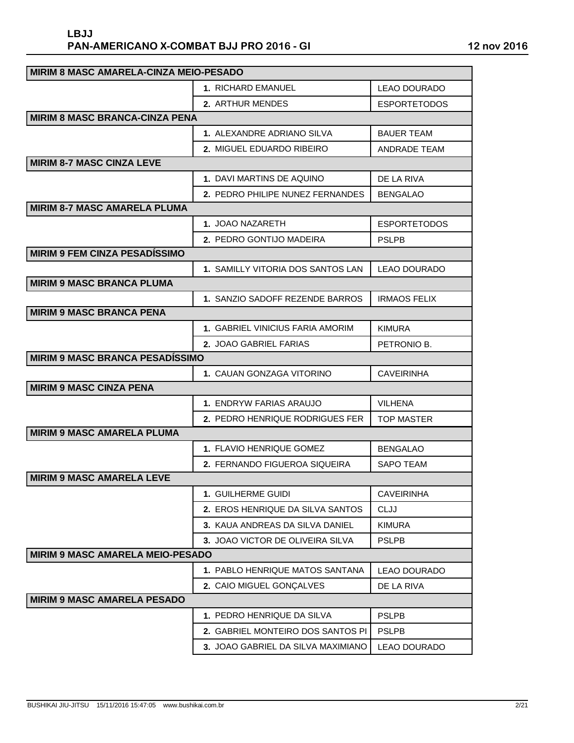| MIRIM 8 MASC AMARELA-CINZA MEIO-PESADO | | |
|---|---|---|
| | 1. RICHARD EMANUEL | LEAO DOURADO |
| | 2. ARTHUR MENDES | ESPORTETODOS |
| **MIRIM 8 MASC BRANCA-CINZA PENA** | | |
| | 1. ALEXANDRE ADRIANO SILVA | BAUER TEAM |
| | 2. MIGUEL EDUARDO RIBEIRO | ANDRADE TEAM |
| **MIRIM 8-7 MASC CINZA LEVE** | | |
| | 1. DAVI MARTINS DE AQUINO | DE LA RIVA |
| | 2. PEDRO PHILIPE NUNEZ FERNANDES | BENGALAO |
| **MIRIM 8-7 MASC AMARELA PLUMA** | | |
| | 1. JOAO NAZARETH | ESPORTETODOS |
| | 2. PEDRO GONTIJO MADEIRA | PSLPB |
| **MIRIM 9 FEM CINZA PESADÍSSIMO** | | |
| | 1. SAMILLY VITORIA DOS SANTOS LAN | LEAO DOURADO |
| **MIRIM 9 MASC BRANCA PLUMA** | | |
| | 1. SANZIO SADOFF REZENDE BARROS | IRMAOS FELIX |
| **MIRIM 9 MASC BRANCA PENA** | | |
| | 1. GABRIEL VINICIUS FARIA AMORIM | KIMURA |
| | 2. JOAO GABRIEL FARIAS | PETRONIO B. |
| **MIRIM 9 MASC BRANCA PESADÍSSIMO** | | |
| | 1. CAUAN GONZAGA VITORINO | CAVEIRINHA |
| **MIRIM 9 MASC CINZA PENA** | | |
| | 1. ENDRYW FARIAS ARAUJO | VILHENA |
| | 2. PEDRO HENRIQUE RODRIGUES FER | TOP MASTER |
| **MIRIM 9 MASC AMARELA PLUMA** | | |
| | 1. FLAVIO HENRIQUE GOMEZ | BENGALAO |
| | 2. FERNANDO FIGUEROA SIQUEIRA | SAPO TEAM |
| **MIRIM 9 MASC AMARELA LEVE** | | |
| | 1. GUILHERME GUIDI | CAVEIRINHA |
| | 2. EROS HENRIQUE DA SILVA SANTOS | CLJJ |
| | 3. KAUA ANDREAS DA SILVA DANIEL | KIMURA |
| | 3. JOAO VICTOR DE OLIVEIRA SILVA | PSLPB |
| **MIRIM 9 MASC AMARELA MEIO-PESADO** | | |
| | 1. PABLO HENRIQUE MATOS SANTANA | LEAO DOURADO |
| | 2. CAIO MIGUEL GONÇALVES | DE LA RIVA |
| **MIRIM 9 MASC AMARELA PESADO** | | |
| | 1. PEDRO HENRIQUE DA SILVA | PSLPB |
| | 2. GABRIEL MONTEIRO DOS SANTOS PI | PSLPB |
| | 3. JOAO GABRIEL DA SILVA MAXIMIANO | LEAO DOURADO |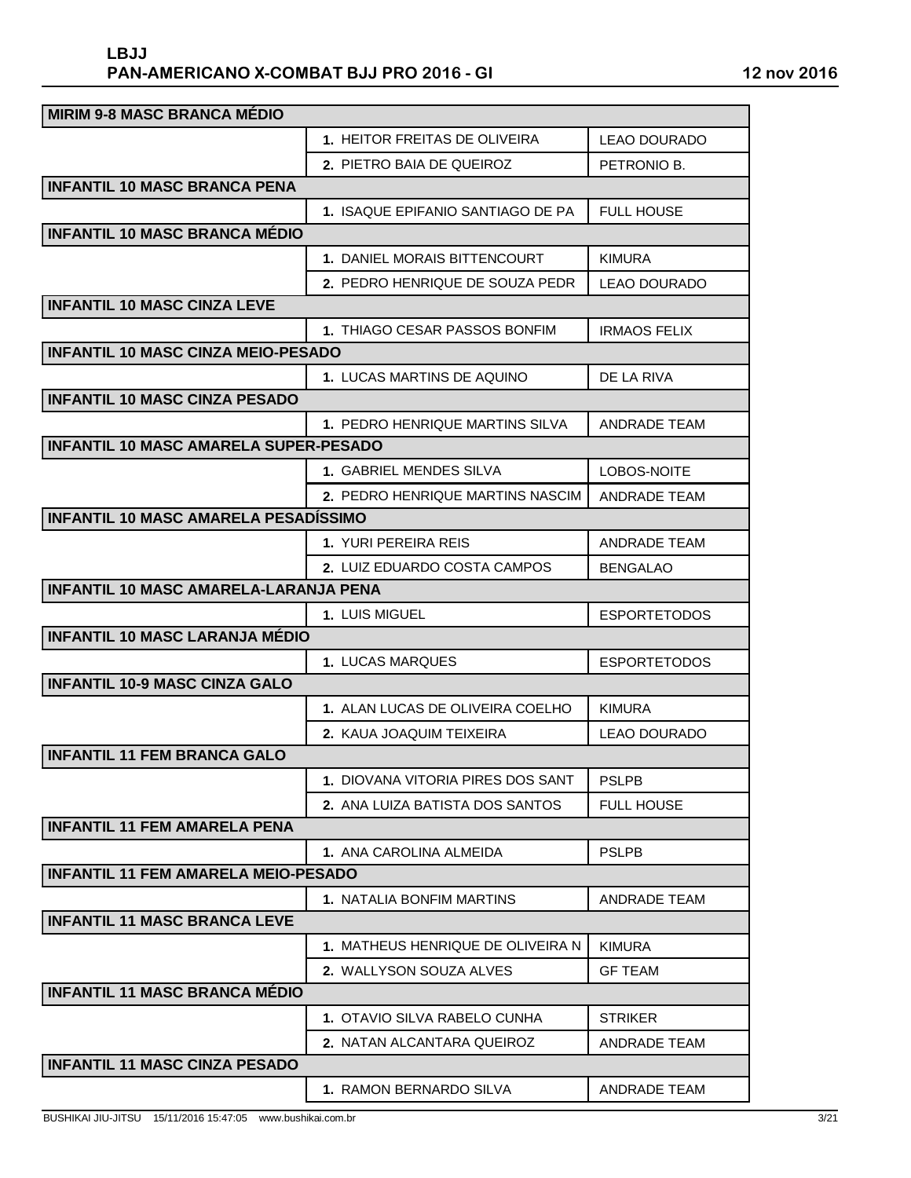| MIRIM 9-8 MASC BRANCA MÉDIO | | |
|---|---|---|
| | 1. HEITOR FREITAS DE OLIVEIRA | LEAO DOURADO |
| | 2. PIETRO BAIA DE QUEIROZ | PETRONIO B. |
| **INFANTIL 10 MASC BRANCA PENA** | | |
| | 1. ISAQUE EPIFANIO SANTIAGO DE PA | FULL HOUSE |
| **INFANTIL 10 MASC BRANCA MÉDIO** | | |
| | 1. DANIEL MORAIS BITTENCOURT | KIMURA |
| | 2. PEDRO HENRIQUE DE SOUZA PEDR | LEAO DOURADO |
| **INFANTIL 10 MASC CINZA LEVE** | | |
| | 1. THIAGO CESAR PASSOS BONFIM | IRMAOS FELIX |
| **INFANTIL 10 MASC CINZA MEIO-PESADO** | | |
| | 1. LUCAS MARTINS DE AQUINO | DE LA RIVA |
| **INFANTIL 10 MASC CINZA PESADO** | | |
| | 1. PEDRO HENRIQUE MARTINS SILVA | ANDRADE TEAM |
| **INFANTIL 10 MASC AMARELA SUPER-PESADO** | | |
| | 1. GABRIEL MENDES SILVA | LOBOS-NOITE |
| | 2. PEDRO HENRIQUE MARTINS NASCIM | ANDRADE TEAM |
| **INFANTIL 10 MASC AMARELA PESADÍSSIMO** | | |
| | 1. YURI PEREIRA REIS | ANDRADE TEAM |
| | 2. LUIZ EDUARDO COSTA CAMPOS | BENGALAO |
| **INFANTIL 10 MASC AMARELA-LARANJA PENA** | | |
| | 1. LUIS MIGUEL | ESPORTETODOS |
| **INFANTIL 10 MASC LARANJA MÉDIO** | | |
| | 1. LUCAS MARQUES | ESPORTETODOS |
| **INFANTIL 10-9 MASC CINZA GALO** | | |
| | 1. ALAN LUCAS DE OLIVEIRA COELHO | KIMURA |
| | 2. KAUA JOAQUIM TEIXEIRA | LEAO DOURADO |
| **INFANTIL 11 FEM BRANCA GALO** | | |
| | 1. DIOVANA VITORIA PIRES DOS SANT | PSLPB |
| | 2. ANA LUIZA BATISTA DOS SANTOS | FULL HOUSE |
| **INFANTIL 11 FEM AMARELA PENA** | | |
| | 1. ANA CAROLINA ALMEIDA | PSLPB |
| **INFANTIL 11 FEM AMARELA MEIO-PESADO** | | |
| | 1. NATALIA BONFIM MARTINS | ANDRADE TEAM |
| **INFANTIL 11 MASC BRANCA LEVE** | | |
| | 1. MATHEUS HENRIQUE DE OLIVEIRA N | KIMURA |
| | 2. WALLYSON SOUZA ALVES | GF TEAM |
| **INFANTIL 11 MASC BRANCA MÉDIO** | | |
| | 1. OTAVIO SILVA RABELO CUNHA | STRIKER |
| | 2. NATAN ALCANTARA QUEIROZ | ANDRADE TEAM |
| **INFANTIL 11 MASC CINZA PESADO** | | |
| | 1. RAMON BERNARDO SILVA | ANDRADE TEAM |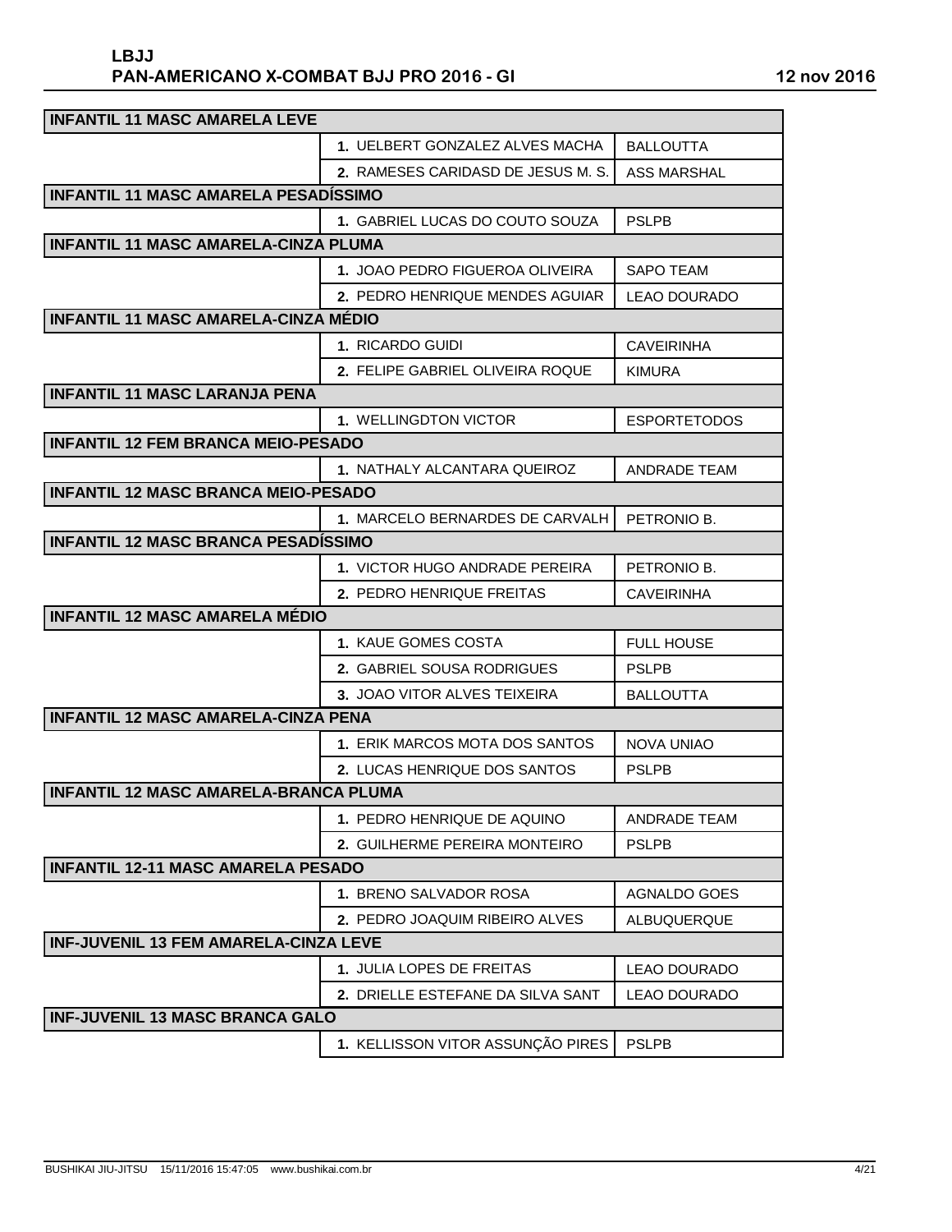| INFANTIL 11 MASC AMARELA LEVE | | |
|---|---|---|
| | 1. UELBERT GONZALEZ ALVES MACHA | BALLOUTTA |
| | 2. RAMESES CARIDASD DE JESUS M. S. | ASS MARSHAL |
| **INFANTIL 11 MASC AMARELA PESADÍSSIMO** | | |
| | 1. GABRIEL LUCAS DO COUTO SOUZA | PSLPB |
| **INFANTIL 11 MASC AMARELA-CINZA PLUMA** | | |
| | 1. JOAO PEDRO FIGUEROA OLIVEIRA | SAPO TEAM |
| | 2. PEDRO HENRIQUE MENDES AGUIAR | LEAO DOURADO |
| **INFANTIL 11 MASC AMARELA-CINZA MÉDIO** | | |
| | 1. RICARDO GUIDI | CAVEIRINHA |
| | 2. FELIPE GABRIEL OLIVEIRA ROQUE | KIMURA |
| **INFANTIL 11 MASC LARANJA PENA** | | |
| | 1. WELLINGDTON VICTOR | ESPORTETODOS |
| **INFANTIL 12 FEM BRANCA MEIO-PESADO** | | |
| | 1. NATHALY ALCANTARA QUEIROZ | ANDRADE TEAM |
| **INFANTIL 12 MASC BRANCA MEIO-PESADO** | | |
| | 1. MARCELO BERNARDES DE CARVALH | PETRONIO B. |
| **INFANTIL 12 MASC BRANCA PESADÍSSIMO** | | |
| | 1. VICTOR HUGO ANDRADE PEREIRA | PETRONIO B. |
| | 2. PEDRO HENRIQUE FREITAS | CAVEIRINHA |
| **INFANTIL 12 MASC AMARELA MÉDIO** | | |
| | 1. KAUE GOMES COSTA | FULL HOUSE |
| | 2. GABRIEL SOUSA RODRIGUES | PSLPB |
| | 3. JOAO VITOR ALVES TEIXEIRA | BALLOUTTA |
| **INFANTIL 12 MASC AMARELA-CINZA PENA** | | |
| | 1. ERIK MARCOS MOTA DOS SANTOS | NOVA UNIAO |
| | 2. LUCAS HENRIQUE DOS SANTOS | PSLPB |
| **INFANTIL 12 MASC AMARELA-BRANCA PLUMA** | | |
| | 1. PEDRO HENRIQUE DE AQUINO | ANDRADE TEAM |
| | 2. GUILHERME PEREIRA MONTEIRO | PSLPB |
| **INFANTIL 12-11 MASC AMARELA PESADO** | | |
| | 1. BRENO SALVADOR ROSA | AGNALDO GOES |
| | 2. PEDRO JOAQUIM RIBEIRO ALVES | ALBUQUERQUE |
| **INF-JUVENIL 13 FEM AMARELA-CINZA LEVE** | | |
| | 1. JULIA LOPES DE FREITAS | LEAO DOURADO |
| | 2. DRIELLE ESTEFANE DA SILVA SANT | LEAO DOURADO |
| **INF-JUVENIL 13 MASC BRANCA GALO** | | |
| | 1. KELLISSON VITOR ASSUNÇÃO PIRES | PSLPB |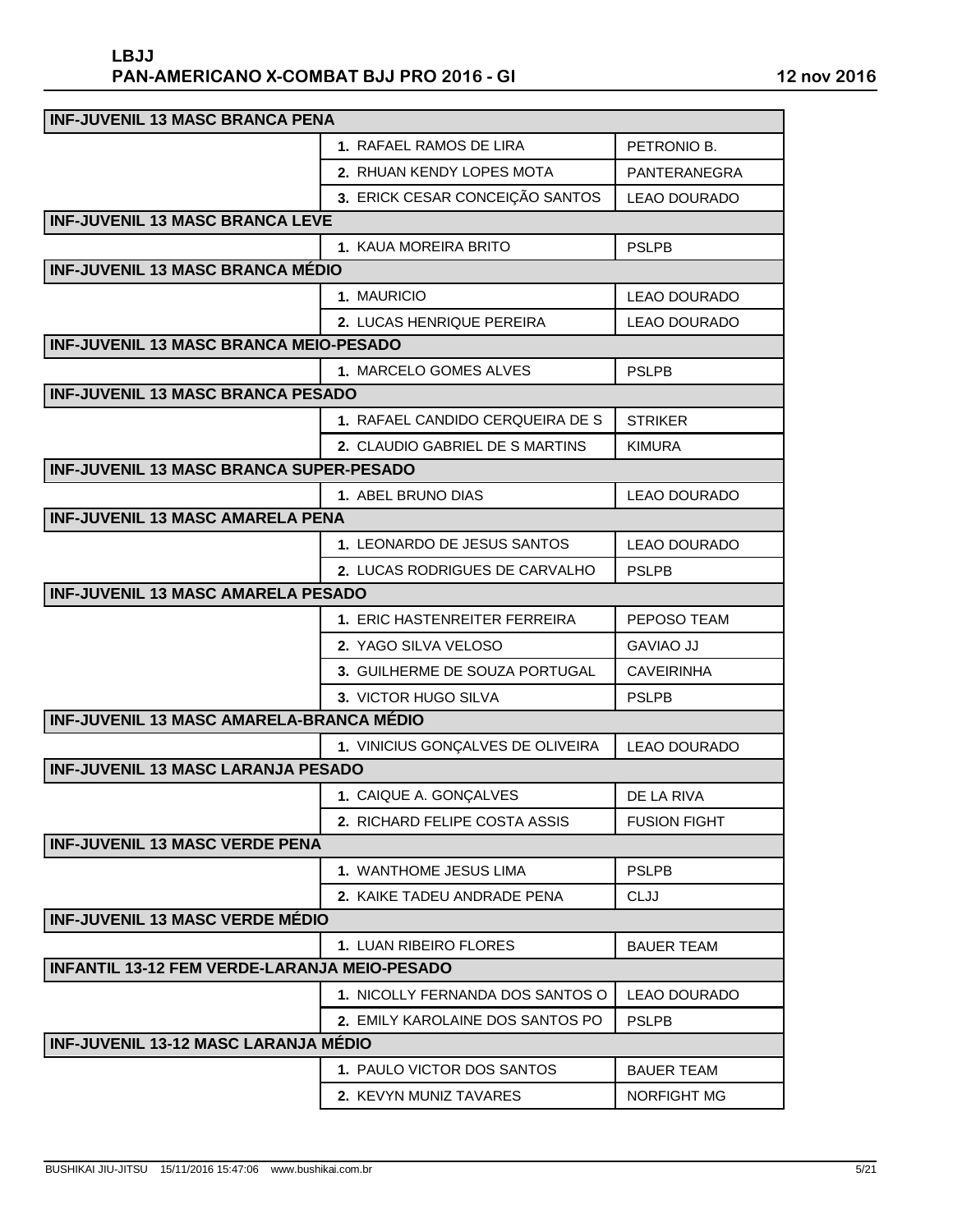| INF-JUVENIL 13 MASC BRANCA PENA | | |
|---|---|---|
| | 1. RAFAEL RAMOS DE LIRA | PETRONIO B. |
| | 2. RHUAN KENDY LOPES MOTA | PANTERANEGRA |
| | 3. ERICK CESAR CONCEIÇÃO SANTOS | LEAO DOURADO |
| **INF-JUVENIL 13 MASC BRANCA LEVE** | | |
| | 1. KAUA MOREIRA BRITO | PSLPB |
| **INF-JUVENIL 13 MASC BRANCA MÉDIO** | | |
| | 1. MAURICIO | LEAO DOURADO |
| | 2. LUCAS HENRIQUE PEREIRA | LEAO DOURADO |
| **INF-JUVENIL 13 MASC BRANCA MEIO-PESADO** | | |
| | 1. MARCELO GOMES ALVES | PSLPB |
| **INF-JUVENIL 13 MASC BRANCA PESADO** | | |
| | 1. RAFAEL CANDIDO CERQUEIRA DE S | STRIKER |
| | 2. CLAUDIO GABRIEL DE S MARTINS | KIMURA |
| **INF-JUVENIL 13 MASC BRANCA SUPER-PESADO** | | |
| | 1. ABEL BRUNO DIAS | LEAO DOURADO |
| **INF-JUVENIL 13 MASC AMARELA PENA** | | |
| | 1. LEONARDO DE JESUS SANTOS | LEAO DOURADO |
| | 2. LUCAS RODRIGUES DE CARVALHO | PSLPB |
| **INF-JUVENIL 13 MASC AMARELA PESADO** | | |
| | 1. ERIC HASTENREITER FERREIRA | PEPOSO TEAM |
| | 2. YAGO SILVA VELOSO | GAVIAO JJ |
| | 3. GUILHERME DE SOUZA PORTUGAL | CAVEIRINHA |
| | 3. VICTOR HUGO SILVA | PSLPB |
| **INF-JUVENIL 13 MASC AMARELA-BRANCA MÉDIO** | | |
| | 1. VINICIUS GONÇALVES DE OLIVEIRA | LEAO DOURADO |
| **INF-JUVENIL 13 MASC LARANJA PESADO** | | |
| | 1. CAIQUE A. GONÇALVES | DE LA RIVA |
| | 2. RICHARD FELIPE COSTA ASSIS | FUSION FIGHT |
| **INF-JUVENIL 13 MASC VERDE PENA** | | |
| | 1. WANTHOME JESUS LIMA | PSLPB |
| | 2. KAIKE TADEU ANDRADE PENA | CLJJ |
| **INF-JUVENIL 13 MASC VERDE MÉDIO** | | |
| | 1. LUAN RIBEIRO FLORES | BAUER TEAM |
| **INFANTIL 13-12 FEM VERDE-LARANJA MEIO-PESADO** | | |
| | 1. NICOLLY FERNANDA DOS SANTOS O | LEAO DOURADO |
| | 2. EMILY KAROLAINE DOS SANTOS PO | PSLPB |
| **INF-JUVENIL 13-12 MASC LARANJA MÉDIO** | | |
| | 1. PAULO VICTOR DOS SANTOS | BAUER TEAM |
| | 2. KEVYN MUNIZ TAVARES | NORFIGHT MG |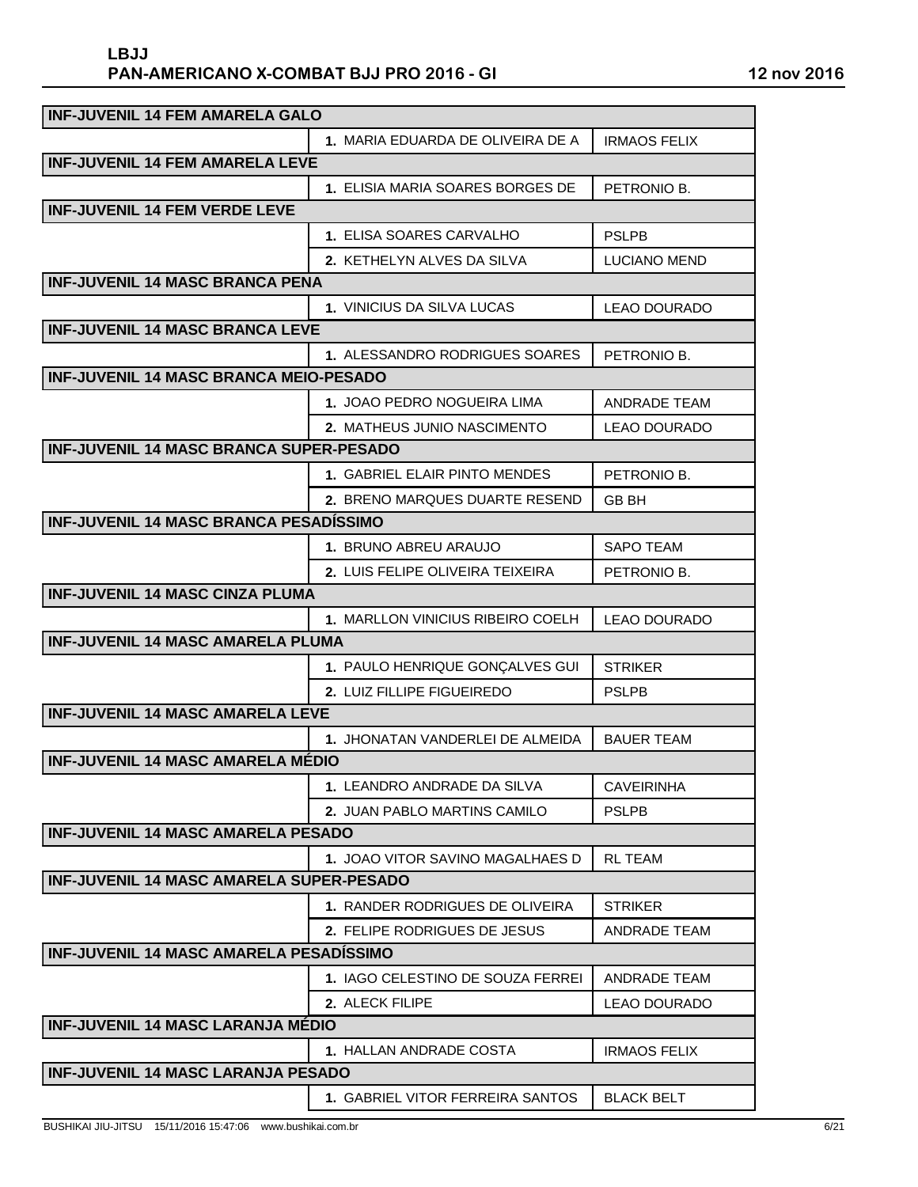| INF-JUVENIL 14 FEM AMARELA GALO | | |
|---|---|---|
| | 1. MARIA EDUARDA DE OLIVEIRA DE A | IRMAOS FELIX |
| **INF-JUVENIL 14 FEM AMARELA LEVE** | | |
| | 1. ELISIA MARIA SOARES BORGES DE | PETRONIO B. |
| **INF-JUVENIL 14 FEM VERDE LEVE** | | |
| | 1. ELISA SOARES CARVALHO | PSLPB |
| | 2. KETHELYN ALVES DA SILVA | LUCIANO MEND |
| **INF-JUVENIL 14 MASC BRANCA PENA** | | |
| | 1. VINICIUS DA SILVA LUCAS | LEAO DOURADO |
| **INF-JUVENIL 14 MASC BRANCA LEVE** | | |
| | 1. ALESSANDRO RODRIGUES SOARES | PETRONIO B. |
| **INF-JUVENIL 14 MASC BRANCA MEIO-PESADO** | | |
| | 1. JOAO PEDRO NOGUEIRA LIMA | ANDRADE TEAM |
| | 2. MATHEUS JUNIO NASCIMENTO | LEAO DOURADO |
| **INF-JUVENIL 14 MASC BRANCA SUPER-PESADO** | | |
| | 1. GABRIEL ELAIR PINTO MENDES | PETRONIO B. |
| | 2. BRENO MARQUES DUARTE RESEND | GB BH |
| **INF-JUVENIL 14 MASC BRANCA PESADÍSSIMO** | | |
| | 1. BRUNO ABREU ARAUJO | SAPO TEAM |
| | 2. LUIS FELIPE OLIVEIRA TEIXEIRA | PETRONIO B. |
| **INF-JUVENIL 14 MASC CINZA PLUMA** | | |
| | 1. MARLLON VINICIUS RIBEIRO COELH | LEAO DOURADO |
| **INF-JUVENIL 14 MASC AMARELA PLUMA** | | |
| | 1. PAULO HENRIQUE GONÇALVES GUI | STRIKER |
| | 2. LUIZ FILLIPE FIGUEIREDO | PSLPB |
| **INF-JUVENIL 14 MASC AMARELA LEVE** | | |
| | 1. JHONATAN VANDERLEI DE ALMEIDA | BAUER TEAM |
| **INF-JUVENIL 14 MASC AMARELA MÉDIO** | | |
| | 1. LEANDRO ANDRADE DA SILVA | CAVEIRINHA |
| | 2. JUAN PABLO MARTINS CAMILO | PSLPB |
| **INF-JUVENIL 14 MASC AMARELA PESADO** | | |
| | 1. JOAO VITOR SAVINO MAGALHAES D | RL TEAM |
| **INF-JUVENIL 14 MASC AMARELA SUPER-PESADO** | | |
| | 1. RANDER RODRIGUES DE OLIVEIRA | STRIKER |
| | 2. FELIPE RODRIGUES DE JESUS | ANDRADE TEAM |
| **INF-JUVENIL 14 MASC AMARELA PESADÍSSIMO** | | |
| | 1. IAGO CELESTINO DE SOUZA FERREI | ANDRADE TEAM |
| | 2. ALECK FILIPE | LEAO DOURADO |
| **INF-JUVENIL 14 MASC LARANJA MÉDIO** | | |
| | 1. HALLAN ANDRADE COSTA | IRMAOS FELIX |
| **INF-JUVENIL 14 MASC LARANJA PESADO** | | |
| | 1. GABRIEL VITOR FERREIRA SANTOS | BLACK BELT |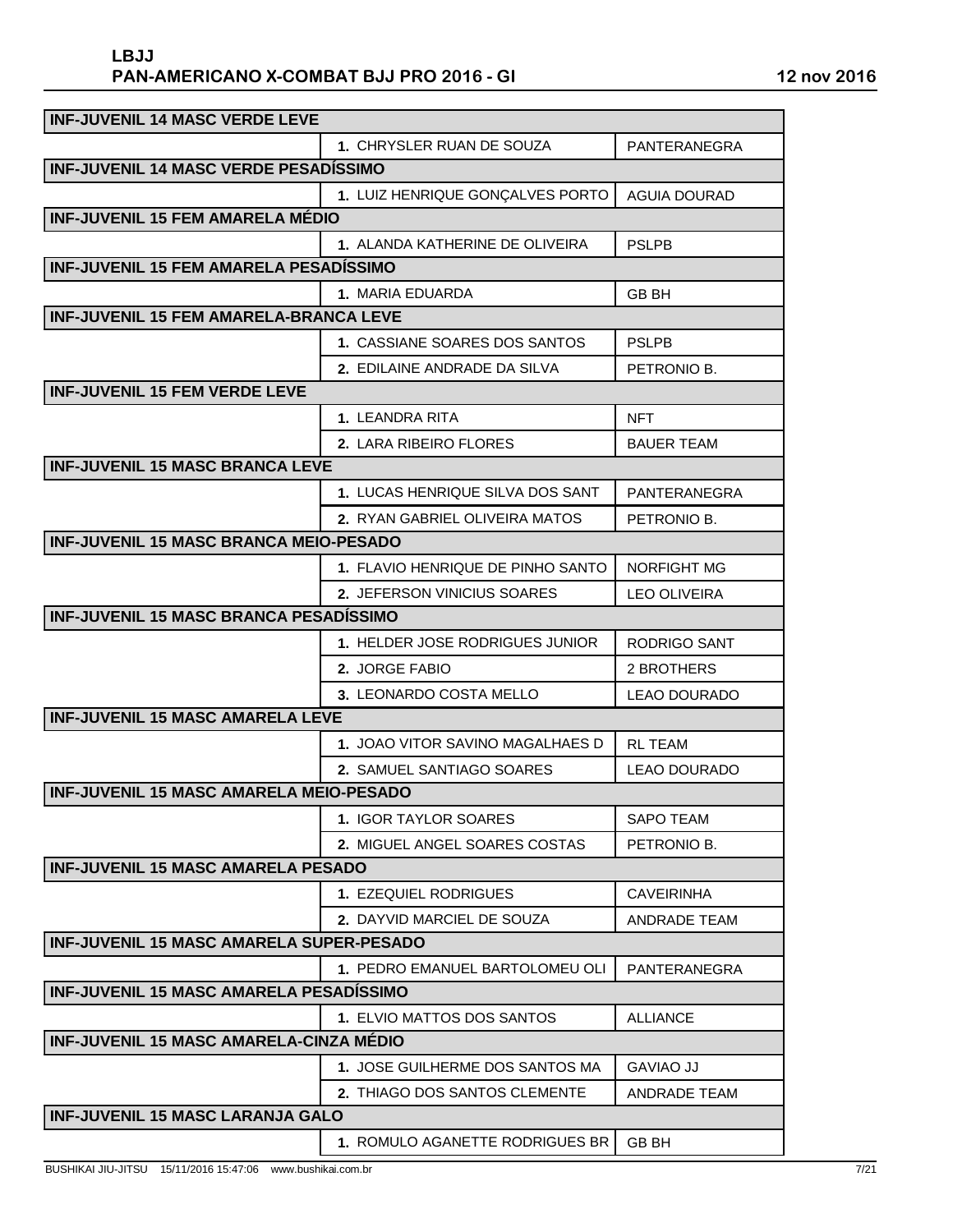**LBJJ**
**PAN-AMERICANO X-COMBAT BJJ PRO 2016 - GI** — 12 nov 2016

| Categoria | Atleta | Equipe |
|---|---|---|
| **INF-JUVENIL 14 MASC VERDE LEVE** | | |
| | 1. CHRYSLER RUAN DE SOUZA | PANTERANEGRA |
| **INF-JUVENIL 14 MASC VERDE PESADÍSSIMO** | | |
| | 1. LUIZ HENRIQUE GONÇALVES PORTO | AGUIA DOURAD |
| **INF-JUVENIL 15 FEM AMARELA MÉDIO** | | |
| | 1. ALANDA KATHERINE DE OLIVEIRA | PSLPB |
| **INF-JUVENIL 15 FEM AMARELA PESADÍSSIMO** | | |
| | 1. MARIA EDUARDA | GB BH |
| **INF-JUVENIL 15 FEM AMARELA-BRANCA LEVE** | | |
| | 1. CASSIANE SOARES DOS SANTOS | PSLPB |
| | 2. EDILAINE ANDRADE DA SILVA | PETRONIO B. |
| **INF-JUVENIL 15 FEM VERDE LEVE** | | |
| | 1. LEANDRA RITA | NFT |
| | 2. LARA RIBEIRO FLORES | BAUER TEAM |
| **INF-JUVENIL 15 MASC BRANCA LEVE** | | |
| | 1. LUCAS HENRIQUE SILVA DOS SANT | PANTERANEGRA |
| | 2. RYAN GABRIEL OLIVEIRA MATOS | PETRONIO B. |
| **INF-JUVENIL 15 MASC BRANCA MEIO-PESADO** | | |
| | 1. FLAVIO HENRIQUE DE PINHO SANTO | NORFIGHT MG |
| | 2. JEFERSON VINICIUS SOARES | LEO OLIVEIRA |
| **INF-JUVENIL 15 MASC BRANCA PESADÍSSIMO** | | |
| | 1. HELDER JOSE RODRIGUES JUNIOR | RODRIGO SANT |
| | 2. JORGE FABIO | 2 BROTHERS |
| | 3. LEONARDO COSTA MELLO | LEAO DOURADO |
| **INF-JUVENIL 15 MASC AMARELA LEVE** | | |
| | 1. JOAO VITOR SAVINO MAGALHAES D | RL TEAM |
| | 2. SAMUEL SANTIAGO SOARES | LEAO DOURADO |
| **INF-JUVENIL 15 MASC AMARELA MEIO-PESADO** | | |
| | 1. IGOR TAYLOR SOARES | SAPO TEAM |
| | 2. MIGUEL ANGEL SOARES COSTAS | PETRONIO B. |
| **INF-JUVENIL 15 MASC AMARELA PESADO** | | |
| | 1. EZEQUIEL RODRIGUES | CAVEIRINHA |
| | 2. DAYVID MARCIEL DE SOUZA | ANDRADE TEAM |
| **INF-JUVENIL 15 MASC AMARELA SUPER-PESADO** | | |
| | 1. PEDRO EMANUEL BARTOLOMEU OLI | PANTERANEGRA |
| **INF-JUVENIL 15 MASC AMARELA PESADÍSSIMO** | | |
| | 1. ELVIO MATTOS DOS SANTOS | ALLIANCE |
| **INF-JUVENIL 15 MASC AMARELA-CINZA MÉDIO** | | |
| | 1. JOSE GUILHERME DOS SANTOS MA | GAVIAO JJ |
| | 2. THIAGO DOS SANTOS CLEMENTE | ANDRADE TEAM |
| **INF-JUVENIL 15 MASC LARANJA GALO** | | |
| | 1. ROMULO AGANETTE RODRIGUES BR | GB BH |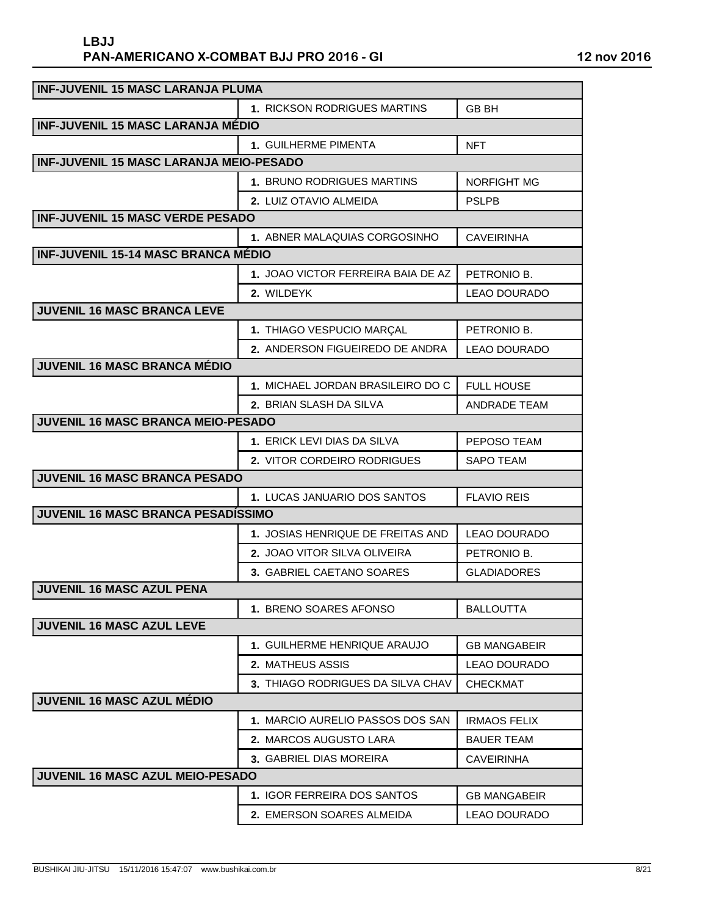**LBJJ**
**PAN-AMERICANO X-COMBAT BJJ PRO 2016 - GI** — 12 nov 2016

| Categoria | Colocação | Equipe |
|---|---|---|
| **INF-JUVENIL 15 MASC LARANJA PLUMA** | | |
| | **1.** RICKSON RODRIGUES MARTINS | GB BH |
| **INF-JUVENIL 15 MASC LARANJA MÉDIO** | | |
| | **1.** GUILHERME PIMENTA | NFT |
| **INF-JUVENIL 15 MASC LARANJA MEIO-PESADO** | | |
| | **1.** BRUNO RODRIGUES MARTINS | NORFIGHT MG |
| | **2.** LUIZ OTAVIO ALMEIDA | PSLPB |
| **INF-JUVENIL 15 MASC VERDE PESADO** | | |
| | **1.** ABNER MALAQUIAS CORGOSINHO | CAVEIRINHA |
| **INF-JUVENIL 15-14 MASC BRANCA MÉDIO** | | |
| | **1.** JOAO VICTOR FERREIRA BAIA DE AZ | PETRONIO B. |
| | **2.** WILDEYK | LEAO DOURADO |
| **JUVENIL 16 MASC BRANCA LEVE** | | |
| | **1.** THIAGO VESPUCIO MARÇAL | PETRONIO B. |
| | **2.** ANDERSON FIGUEIREDO DE ANDRA | LEAO DOURADO |
| **JUVENIL 16 MASC BRANCA MÉDIO** | | |
| | **1.** MICHAEL JORDAN BRASILEIRO DO C | FULL HOUSE |
| | **2.** BRIAN SLASH DA SILVA | ANDRADE TEAM |
| **JUVENIL 16 MASC BRANCA MEIO-PESADO** | | |
| | **1.** ERICK LEVI DIAS DA SILVA | PEPOSO TEAM |
| | **2.** VITOR CORDEIRO RODRIGUES | SAPO TEAM |
| **JUVENIL 16 MASC BRANCA PESADO** | | |
| | **1.** LUCAS JANUARIO DOS SANTOS | FLAVIO REIS |
| **JUVENIL 16 MASC BRANCA PESADÍSSIMO** | | |
| | **1.** JOSIAS HENRIQUE DE FREITAS AND | LEAO DOURADO |
| | **2.** JOAO VITOR SILVA OLIVEIRA | PETRONIO B. |
| | **3.** GABRIEL CAETANO SOARES | GLADIADORES |
| **JUVENIL 16 MASC AZUL PENA** | | |
| | **1.** BRENO SOARES AFONSO | BALLOUTTA |
| **JUVENIL 16 MASC AZUL LEVE** | | |
| | **1.** GUILHERME HENRIQUE ARAUJO | GB MANGABEIR |
| | **2.** MATHEUS ASSIS | LEAO DOURADO |
| | **3.** THIAGO RODRIGUES DA SILVA CHAV | CHECKMAT |
| **JUVENIL 16 MASC AZUL MÉDIO** | | |
| | **1.** MARCIO AURELIO PASSOS DOS SAN | IRMAOS FELIX |
| | **2.** MARCOS AUGUSTO LARA | BAUER TEAM |
| | **3.** GABRIEL DIAS MOREIRA | CAVEIRINHA |
| **JUVENIL 16 MASC AZUL MEIO-PESADO** | | |
| | **1.** IGOR FERREIRA DOS SANTOS | GB MANGABEIR |
| | **2.** EMERSON SOARES ALMEIDA | LEAO DOURADO |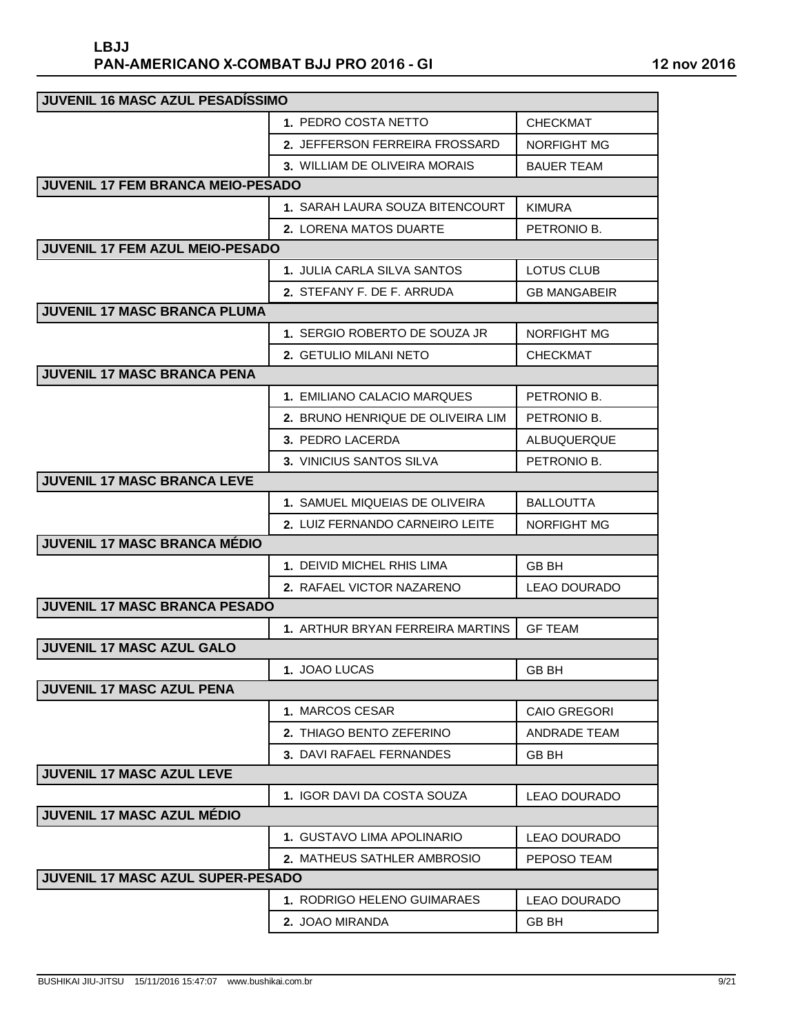| JUVENIL 16 MASC AZUL PESADÍSSIMO | | |
|---|---|---|
| | 1. PEDRO COSTA NETTO | CHECKMAT |
| | 2. JEFFERSON FERREIRA FROSSARD | NORFIGHT MG |
| | 3. WILLIAM DE OLIVEIRA MORAIS | BAUER TEAM |
| **JUVENIL 17 FEM BRANCA MEIO-PESADO** | | |
| | 1. SARAH LAURA SOUZA BITENCOURT | KIMURA |
| | 2. LORENA MATOS DUARTE | PETRONIO B. |
| **JUVENIL 17 FEM AZUL MEIO-PESADO** | | |
| | 1. JULIA CARLA SILVA SANTOS | LOTUS CLUB |
| | 2. STEFANY F. DE F. ARRUDA | GB MANGABEIR |
| **JUVENIL 17 MASC BRANCA PLUMA** | | |
| | 1. SERGIO ROBERTO DE SOUZA JR | NORFIGHT MG |
| | 2. GETULIO MILANI NETO | CHECKMAT |
| **JUVENIL 17 MASC BRANCA PENA** | | |
| | 1. EMILIANO CALACIO MARQUES | PETRONIO B. |
| | 2. BRUNO HENRIQUE DE OLIVEIRA LIM | PETRONIO B. |
| | 3. PEDRO LACERDA | ALBUQUERQUE |
| | 3. VINICIUS SANTOS SILVA | PETRONIO B. |
| **JUVENIL 17 MASC BRANCA LEVE** | | |
| | 1. SAMUEL MIQUEIAS DE OLIVEIRA | BALLOUTTA |
| | 2. LUIZ FERNANDO CARNEIRO LEITE | NORFIGHT MG |
| **JUVENIL 17 MASC BRANCA MÉDIO** | | |
| | 1. DEIVID MICHEL RHIS LIMA | GB BH |
| | 2. RAFAEL VICTOR NAZARENO | LEAO DOURADO |
| **JUVENIL 17 MASC BRANCA PESADO** | | |
| | 1. ARTHUR BRYAN FERREIRA MARTINS | GF TEAM |
| **JUVENIL 17 MASC AZUL GALO** | | |
| | 1. JOAO LUCAS | GB BH |
| **JUVENIL 17 MASC AZUL PENA** | | |
| | 1. MARCOS CESAR | CAIO GREGORI |
| | 2. THIAGO BENTO ZEFERINO | ANDRADE TEAM |
| | 3. DAVI RAFAEL FERNANDES | GB BH |
| **JUVENIL 17 MASC AZUL LEVE** | | |
| | 1. IGOR DAVI DA COSTA SOUZA | LEAO DOURADO |
| **JUVENIL 17 MASC AZUL MÉDIO** | | |
| | 1. GUSTAVO LIMA APOLINARIO | LEAO DOURADO |
| | 2. MATHEUS SATHLER AMBROSIO | PEPOSO TEAM |
| **JUVENIL 17 MASC AZUL SUPER-PESADO** | | |
| | 1. RODRIGO HELENO GUIMARAES | LEAO DOURADO |
| | 2. JOAO MIRANDA | GB BH |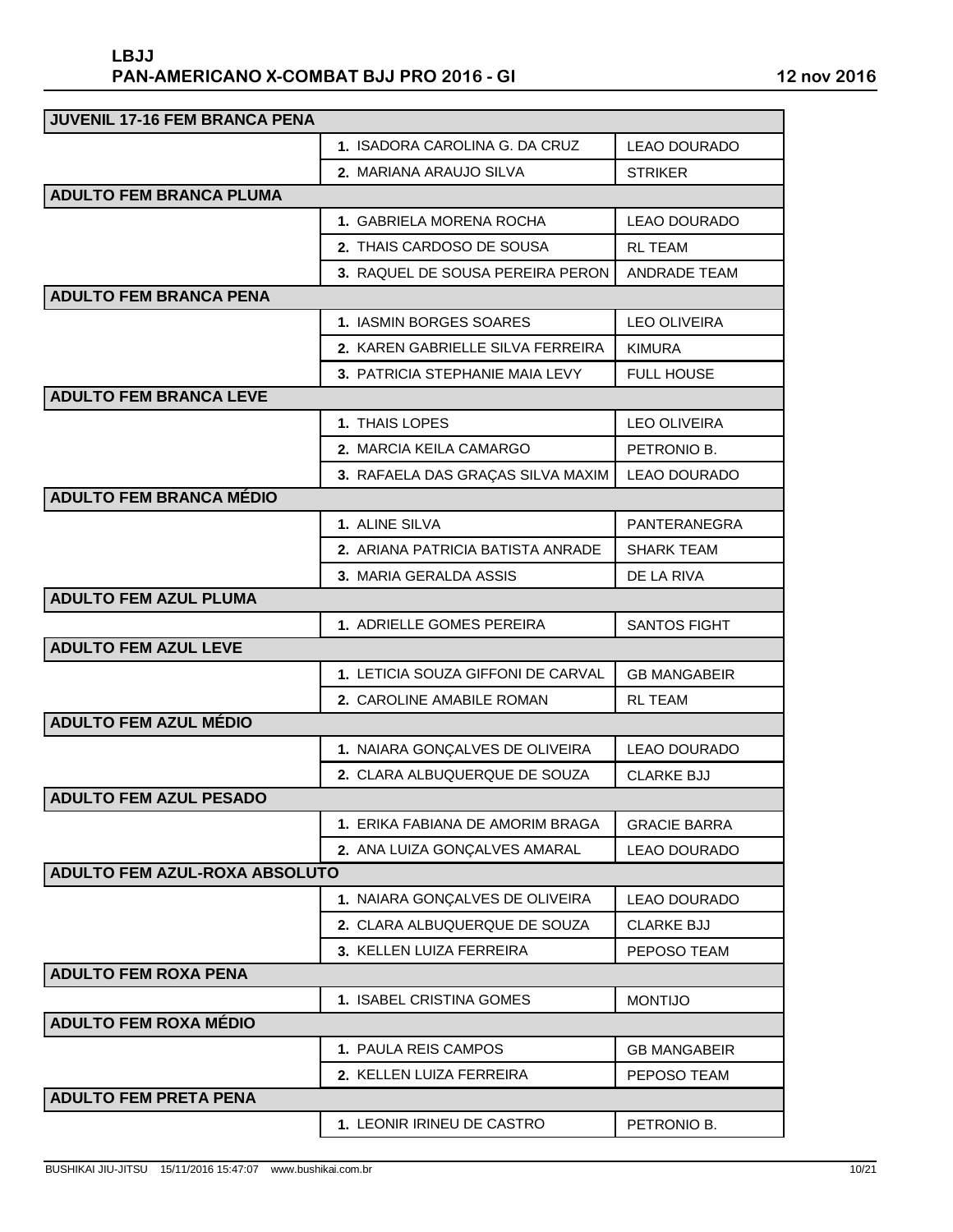**LBJJ**
**PAN-AMERICANO X-COMBAT BJJ PRO 2016 - GI** — **12 nov 2016**

| JUVENIL 17-16 FEM BRANCA PENA | | |
|---|---|---|
| | 1. ISADORA CAROLINA G. DA CRUZ | LEAO DOURADO |
| | 2. MARIANA ARAUJO SILVA | STRIKER |
| **ADULTO FEM BRANCA PLUMA** | | |
| | 1. GABRIELA MORENA ROCHA | LEAO DOURADO |
| | 2. THAIS CARDOSO DE SOUSA | RL TEAM |
| | 3. RAQUEL DE SOUSA PEREIRA PERON | ANDRADE TEAM |
| **ADULTO FEM BRANCA PENA** | | |
| | 1. IASMIN BORGES SOARES | LEO OLIVEIRA |
| | 2. KAREN GABRIELLE SILVA FERREIRA | KIMURA |
| | 3. PATRICIA STEPHANIE MAIA LEVY | FULL HOUSE |
| **ADULTO FEM BRANCA LEVE** | | |
| | 1. THAIS LOPES | LEO OLIVEIRA |
| | 2. MARCIA KEILA CAMARGO | PETRONIO B. |
| | 3. RAFAELA DAS GRAÇAS SILVA MAXIM | LEAO DOURADO |
| **ADULTO FEM BRANCA MÉDIO** | | |
| | 1. ALINE SILVA | PANTERANEGRA |
| | 2. ARIANA PATRICIA BATISTA ANRADE | SHARK TEAM |
| | 3. MARIA GERALDA ASSIS | DE LA RIVA |
| **ADULTO FEM AZUL PLUMA** | | |
| | 1. ADRIELLE GOMES PEREIRA | SANTOS FIGHT |
| **ADULTO FEM AZUL LEVE** | | |
| | 1. LETICIA SOUZA GIFFONI DE CARVAL | GB MANGABEIR |
| | 2. CAROLINE AMABILE ROMAN | RL TEAM |
| **ADULTO FEM AZUL MÉDIO** | | |
| | 1. NAIARA GONÇALVES DE OLIVEIRA | LEAO DOURADO |
| | 2. CLARA ALBUQUERQUE DE SOUZA | CLARKE BJJ |
| **ADULTO FEM AZUL PESADO** | | |
| | 1. ERIKA FABIANA DE AMORIM BRAGA | GRACIE BARRA |
| | 2. ANA LUIZA GONÇALVES AMARAL | LEAO DOURADO |
| **ADULTO FEM AZUL-ROXA ABSOLUTO** | | |
| | 1. NAIARA GONÇALVES DE OLIVEIRA | LEAO DOURADO |
| | 2. CLARA ALBUQUERQUE DE SOUZA | CLARKE BJJ |
| | 3. KELLEN LUIZA FERREIRA | PEPOSO TEAM |
| **ADULTO FEM ROXA PENA** | | |
| | 1. ISABEL CRISTINA GOMES | MONTIJO |
| **ADULTO FEM ROXA MÉDIO** | | |
| | 1. PAULA REIS CAMPOS | GB MANGABEIR |
| | 2. KELLEN LUIZA FERREIRA | PEPOSO TEAM |
| **ADULTO FEM PRETA PENA** | | |
| | 1. LEONIR IRINEU DE CASTRO | PETRONIO B. |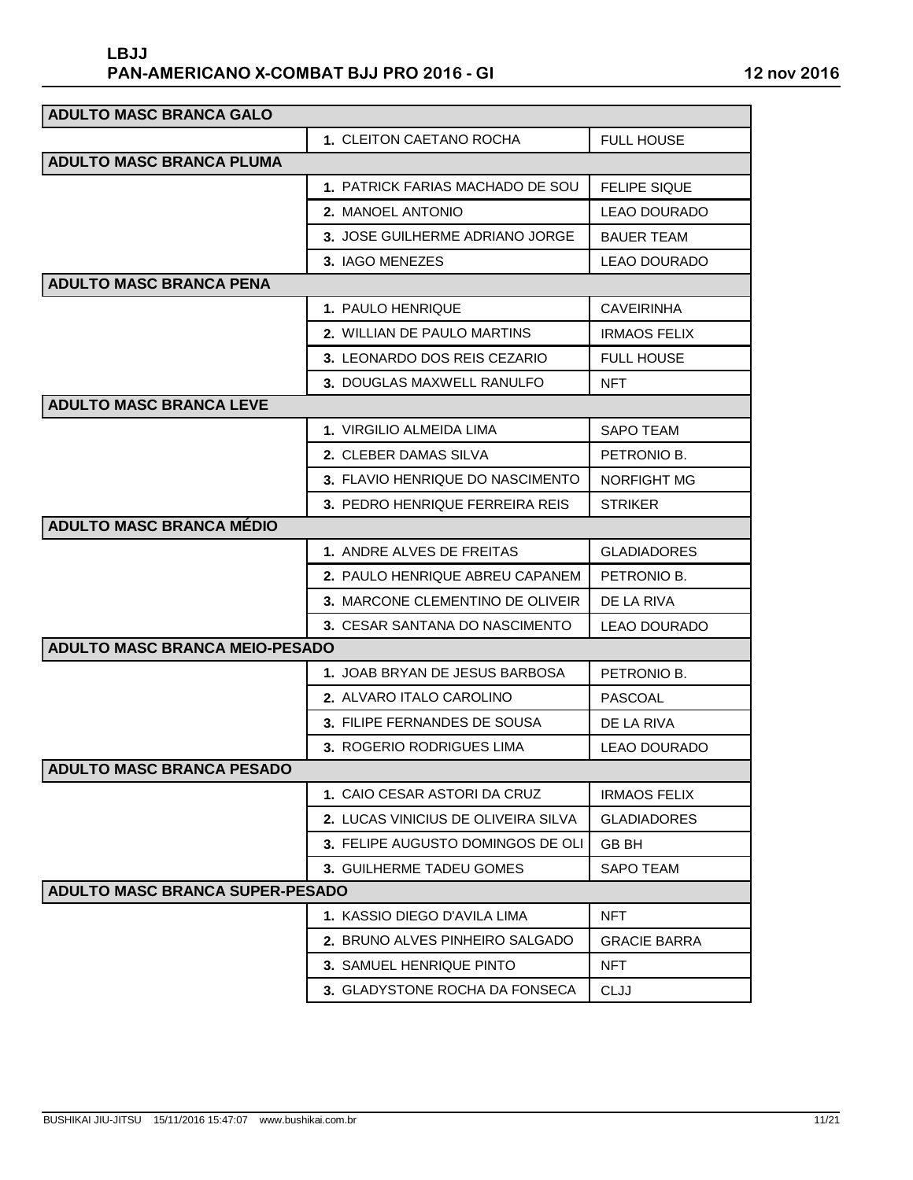| ADULTO MASC BRANCA GALO | | |
|---|---|---|
| | **1.** CLEITON CAETANO ROCHA | FULL HOUSE |
| **ADULTO MASC BRANCA PLUMA** | | |
| | **1.** PATRICK FARIAS MACHADO DE SOU | FELIPE SIQUE |
| | **2.** MANOEL ANTONIO | LEAO DOURADO |
| | **3.** JOSE GUILHERME ADRIANO JORGE | BAUER TEAM |
| | **3.** IAGO MENEZES | LEAO DOURADO |
| **ADULTO MASC BRANCA PENA** | | |
| | **1.** PAULO HENRIQUE | CAVEIRINHA |
| | **2.** WILLIAN DE PAULO MARTINS | IRMAOS FELIX |
| | **3.** LEONARDO DOS REIS CEZARIO | FULL HOUSE |
| | **3.** DOUGLAS MAXWELL RANULFO | NFT |
| **ADULTO MASC BRANCA LEVE** | | |
| | **1.** VIRGILIO ALMEIDA LIMA | SAPO TEAM |
| | **2.** CLEBER DAMAS SILVA | PETRONIO B. |
| | **3.** FLAVIO HENRIQUE DO NASCIMENTO | NORFIGHT MG |
| | **3.** PEDRO HENRIQUE FERREIRA REIS | STRIKER |
| **ADULTO MASC BRANCA MÉDIO** | | |
| | **1.** ANDRE ALVES DE FREITAS | GLADIADORES |
| | **2.** PAULO HENRIQUE ABREU CAPANEM | PETRONIO B. |
| | **3.** MARCONE CLEMENTINO DE OLIVEIR | DE LA RIVA |
| | **3.** CESAR SANTANA DO NASCIMENTO | LEAO DOURADO |
| **ADULTO MASC BRANCA MEIO-PESADO** | | |
| | **1.** JOAB BRYAN DE JESUS BARBOSA | PETRONIO B. |
| | **2.** ALVARO ITALO CAROLINO | PASCOAL |
| | **3.** FILIPE FERNANDES DE SOUSA | DE LA RIVA |
| | **3.** ROGERIO RODRIGUES LIMA | LEAO DOURADO |
| **ADULTO MASC BRANCA PESADO** | | |
| | **1.** CAIO CESAR ASTORI DA CRUZ | IRMAOS FELIX |
| | **2.** LUCAS VINICIUS DE OLIVEIRA SILVA | GLADIADORES |
| | **3.** FELIPE AUGUSTO DOMINGOS DE OLI | GB BH |
| | **3.** GUILHERME TADEU GOMES | SAPO TEAM |
| **ADULTO MASC BRANCA SUPER-PESADO** | | |
| | **1.** KASSIO DIEGO D'AVILA LIMA | NFT |
| | **2.** BRUNO ALVES PINHEIRO SALGADO | GRACIE BARRA |
| | **3.** SAMUEL HENRIQUE PINTO | NFT |
| | **3.** GLADYSTONE ROCHA DA FONSECA | CLJJ |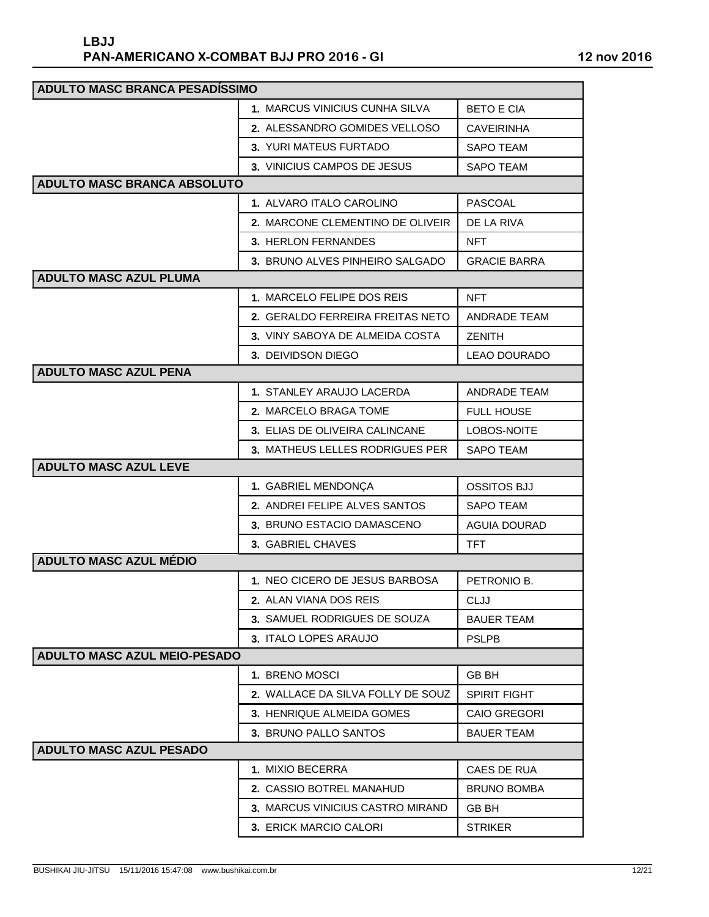| ADULTO MASC BRANCA PESADÍSSIMO | | |
|---|---|---|
| | 1. MARCUS VINICIUS CUNHA SILVA | BETO E CIA |
| | 2. ALESSANDRO GOMIDES VELLOSO | CAVEIRINHA |
| | 3. YURI MATEUS FURTADO | SAPO TEAM |
| | 3. VINICIUS CAMPOS DE JESUS | SAPO TEAM |
| **ADULTO MASC BRANCA ABSOLUTO** | | |
| | 1. ALVARO ITALO CAROLINO | PASCOAL |
| | 2. MARCONE CLEMENTINO DE OLIVEIR | DE LA RIVA |
| | 3. HERLON FERNANDES | NFT |
| | 3. BRUNO ALVES PINHEIRO SALGADO | GRACIE BARRA |
| **ADULTO MASC AZUL PLUMA** | | |
| | 1. MARCELO FELIPE DOS REIS | NFT |
| | 2. GERALDO FERREIRA FREITAS NETO | ANDRADE TEAM |
| | 3. VINY SABOYA DE ALMEIDA COSTA | ZENITH |
| | 3. DEIVIDSON DIEGO | LEAO DOURADO |
| **ADULTO MASC AZUL PENA** | | |
| | 1. STANLEY ARAUJO LACERDA | ANDRADE TEAM |
| | 2. MARCELO BRAGA TOME | FULL HOUSE |
| | 3. ELIAS DE OLIVEIRA CALINCANE | LOBOS-NOITE |
| | 3. MATHEUS LELLES RODRIGUES PER | SAPO TEAM |
| **ADULTO MASC AZUL LEVE** | | |
| | 1. GABRIEL MENDONÇA | OSSITOS BJJ |
| | 2. ANDREI FELIPE ALVES SANTOS | SAPO TEAM |
| | 3. BRUNO ESTACIO DAMASCENO | AGUIA DOURAD |
| | 3. GABRIEL CHAVES | TFT |
| **ADULTO MASC AZUL MÉDIO** | | |
| | 1. NEO CICERO DE JESUS BARBOSA | PETRONIO B. |
| | 2. ALAN VIANA DOS REIS | CLJJ |
| | 3. SAMUEL RODRIGUES DE SOUZA | BAUER TEAM |
| | 3. ITALO LOPES ARAUJO | PSLPB |
| **ADULTO MASC AZUL MEIO-PESADO** | | |
| | 1. BRENO MOSCI | GB BH |
| | 2. WALLACE DA SILVA FOLLY DE SOUZ | SPIRIT FIGHT |
| | 3. HENRIQUE ALMEIDA GOMES | CAIO GREGORI |
| | 3. BRUNO PALLO SANTOS | BAUER TEAM |
| **ADULTO MASC AZUL PESADO** | | |
| | 1. MIXIO BECERRA | CAES DE RUA |
| | 2. CASSIO BOTREL MANAHUD | BRUNO BOMBA |
| | 3. MARCUS VINICIUS CASTRO MIRAND | GB BH |
| | 3. ERICK MARCIO CALORI | STRIKER |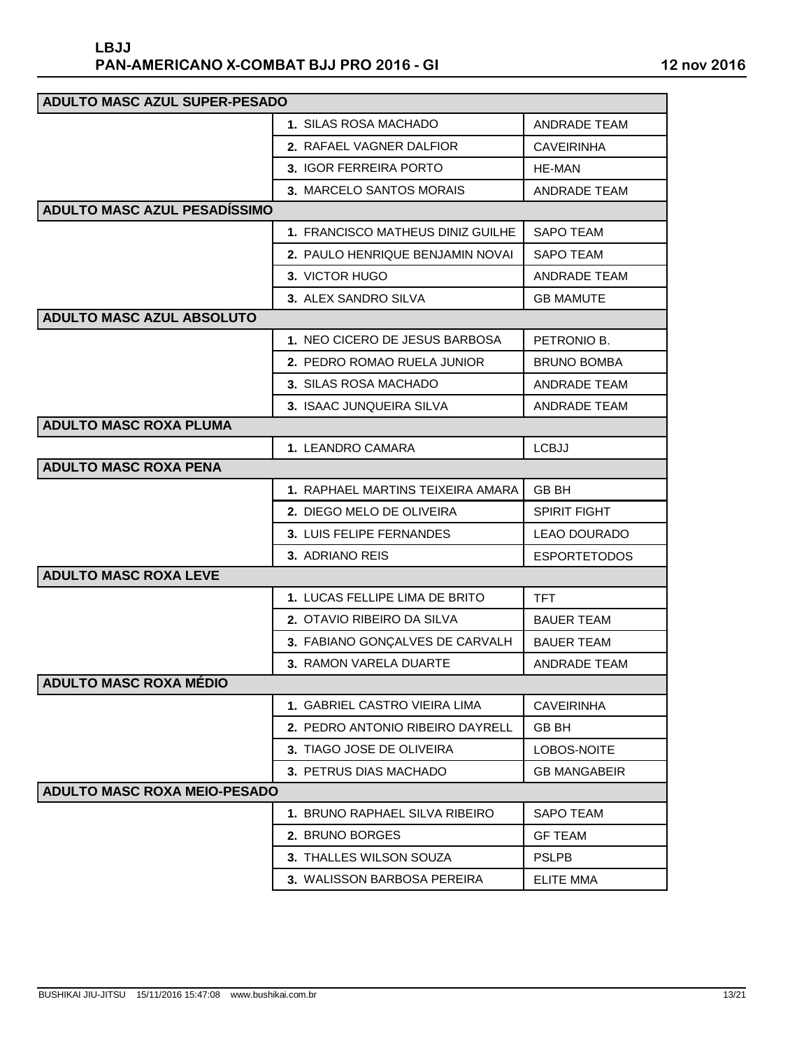| ADULTO MASC AZUL SUPER-PESADO | | |
|---|---|---|
| | 1. SILAS ROSA MACHADO | ANDRADE TEAM |
| | 2. RAFAEL VAGNER DALFIOR | CAVEIRINHA |
| | 3. IGOR FERREIRA PORTO | HE-MAN |
| | 3. MARCELO SANTOS MORAIS | ANDRADE TEAM |
| **ADULTO MASC AZUL PESADÍSSIMO** | | |
| | 1. FRANCISCO MATHEUS DINIZ GUILHE | SAPO TEAM |
| | 2. PAULO HENRIQUE BENJAMIN NOVAI | SAPO TEAM |
| | 3. VICTOR HUGO | ANDRADE TEAM |
| | 3. ALEX SANDRO SILVA | GB MAMUTE |
| **ADULTO MASC AZUL ABSOLUTO** | | |
| | 1. NEO CICERO DE JESUS BARBOSA | PETRONIO B. |
| | 2. PEDRO ROMAO RUELA JUNIOR | BRUNO BOMBA |
| | 3. SILAS ROSA MACHADO | ANDRADE TEAM |
| | 3. ISAAC JUNQUEIRA SILVA | ANDRADE TEAM |
| **ADULTO MASC ROXA PLUMA** | | |
| | 1. LEANDRO CAMARA | LCBJJ |
| **ADULTO MASC ROXA PENA** | | |
| | 1. RAPHAEL MARTINS TEIXEIRA AMARA | GB BH |
| | 2. DIEGO MELO DE OLIVEIRA | SPIRIT FIGHT |
| | 3. LUIS FELIPE FERNANDES | LEAO DOURADO |
| | 3. ADRIANO REIS | ESPORTETODOS |
| **ADULTO MASC ROXA LEVE** | | |
| | 1. LUCAS FELLIPE LIMA DE BRITO | TFT |
| | 2. OTAVIO RIBEIRO DA SILVA | BAUER TEAM |
| | 3. FABIANO GONÇALVES DE CARVALH | BAUER TEAM |
| | 3. RAMON VARELA DUARTE | ANDRADE TEAM |
| **ADULTO MASC ROXA MÉDIO** | | |
| | 1. GABRIEL CASTRO VIEIRA LIMA | CAVEIRINHA |
| | 2. PEDRO ANTONIO RIBEIRO DAYRELL | GB BH |
| | 3. TIAGO JOSE DE OLIVEIRA | LOBOS-NOITE |
| | 3. PETRUS DIAS MACHADO | GB MANGABEIR |
| **ADULTO MASC ROXA MEIO-PESADO** | | |
| | 1. BRUNO RAPHAEL SILVA RIBEIRO | SAPO TEAM |
| | 2. BRUNO BORGES | GF TEAM |
| | 3. THALLES WILSON SOUZA | PSLPB |
| | 3. WALISSON BARBOSA PEREIRA | ELITE MMA |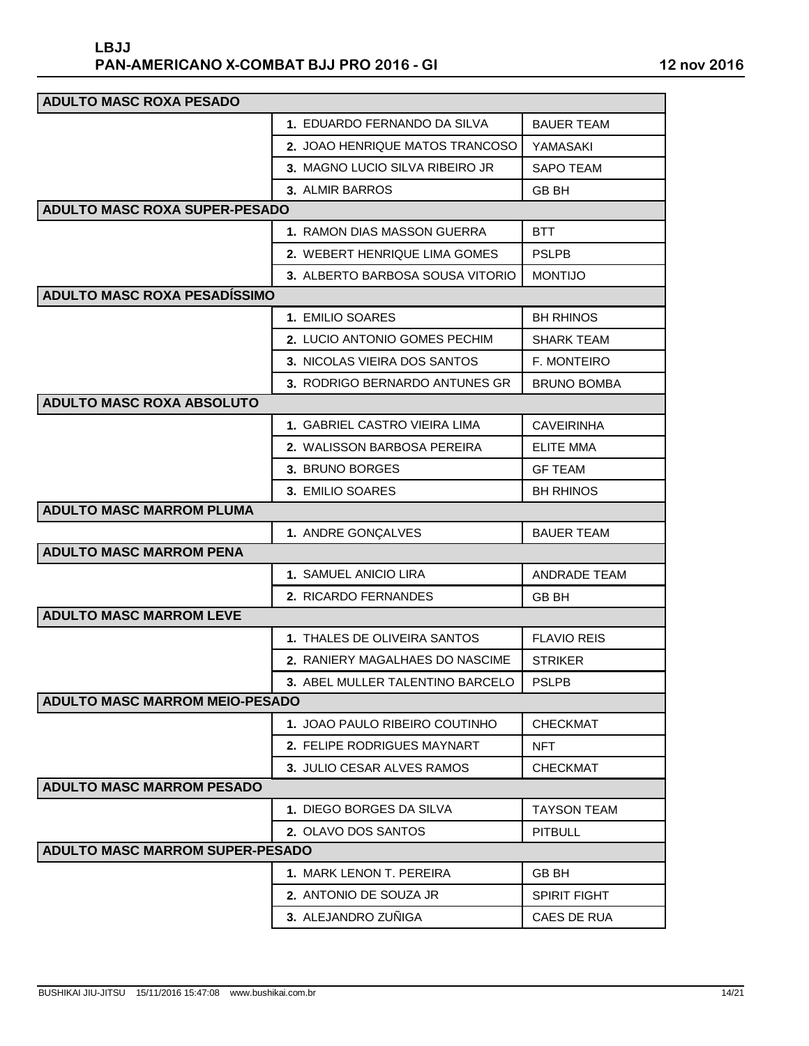## ADULTO MASC ROXA PESADO

| Pos. | Atleta | Equipe |
|---|---|---|
| 1. | EDUARDO FERNANDO DA SILVA | BAUER TEAM |
| 2. | JOAO HENRIQUE MATOS TRANCOSO | YAMASAKI |
| 3. | MAGNO LUCIO SILVA RIBEIRO JR | SAPO TEAM |
| 3. | ALMIR BARROS | GB BH |

## ADULTO MASC ROXA SUPER-PESADO

| Pos. | Atleta | Equipe |
|---|---|---|
| 1. | RAMON DIAS MASSON GUERRA | BTT |
| 2. | WEBERT HENRIQUE LIMA GOMES | PSLPB |
| 3. | ALBERTO BARBOSA SOUSA VITORIO | MONTIJO |

## ADULTO MASC ROXA PESADÍSSIMO

| Pos. | Atleta | Equipe |
|---|---|---|
| 1. | EMILIO SOARES | BH RHINOS |
| 2. | LUCIO ANTONIO GOMES PECHIM | SHARK TEAM |
| 3. | NICOLAS VIEIRA DOS SANTOS | F. MONTEIRO |
| 3. | RODRIGO BERNARDO ANTUNES GR | BRUNO BOMBA |

## ADULTO MASC ROXA ABSOLUTO

| Pos. | Atleta | Equipe |
|---|---|---|
| 1. | GABRIEL CASTRO VIEIRA LIMA | CAVEIRINHA |
| 2. | WALISSON BARBOSA PEREIRA | ELITE MMA |
| 3. | BRUNO BORGES | GF TEAM |
| 3. | EMILIO SOARES | BH RHINOS |

## ADULTO MASC MARROM PLUMA

| Pos. | Atleta | Equipe |
|---|---|---|
| 1. | ANDRE GONÇALVES | BAUER TEAM |

## ADULTO MASC MARROM PENA

| Pos. | Atleta | Equipe |
|---|---|---|
| 1. | SAMUEL ANICIO LIRA | ANDRADE TEAM |
| 2. | RICARDO FERNANDES | GB BH |

## ADULTO MASC MARROM LEVE

| Pos. | Atleta | Equipe |
|---|---|---|
| 1. | THALES DE OLIVEIRA SANTOS | FLAVIO REIS |
| 2. | RANIERY MAGALHAES DO NASCIME | STRIKER |
| 3. | ABEL MULLER TALENTINO BARCELO | PSLPB |

## ADULTO MASC MARROM MEIO-PESADO

| Pos. | Atleta | Equipe |
|---|---|---|
| 1. | JOAO PAULO RIBEIRO COUTINHO | CHECKMAT |
| 2. | FELIPE RODRIGUES MAYNART | NFT |
| 3. | JULIO CESAR ALVES RAMOS | CHECKMAT |

## ADULTO MASC MARROM PESADO

| Pos. | Atleta | Equipe |
|---|---|---|
| 1. | DIEGO BORGES DA SILVA | TAYSON TEAM |
| 2. | OLAVO DOS SANTOS | PITBULL |

## ADULTO MASC MARROM SUPER-PESADO

| Pos. | Atleta | Equipe |
|---|---|---|
| 1. | MARK LENON T. PEREIRA | GB BH |
| 2. | ANTONIO DE SOUZA JR | SPIRIT FIGHT |
| 3. | ALEJANDRO ZUÑIGA | CAES DE RUA |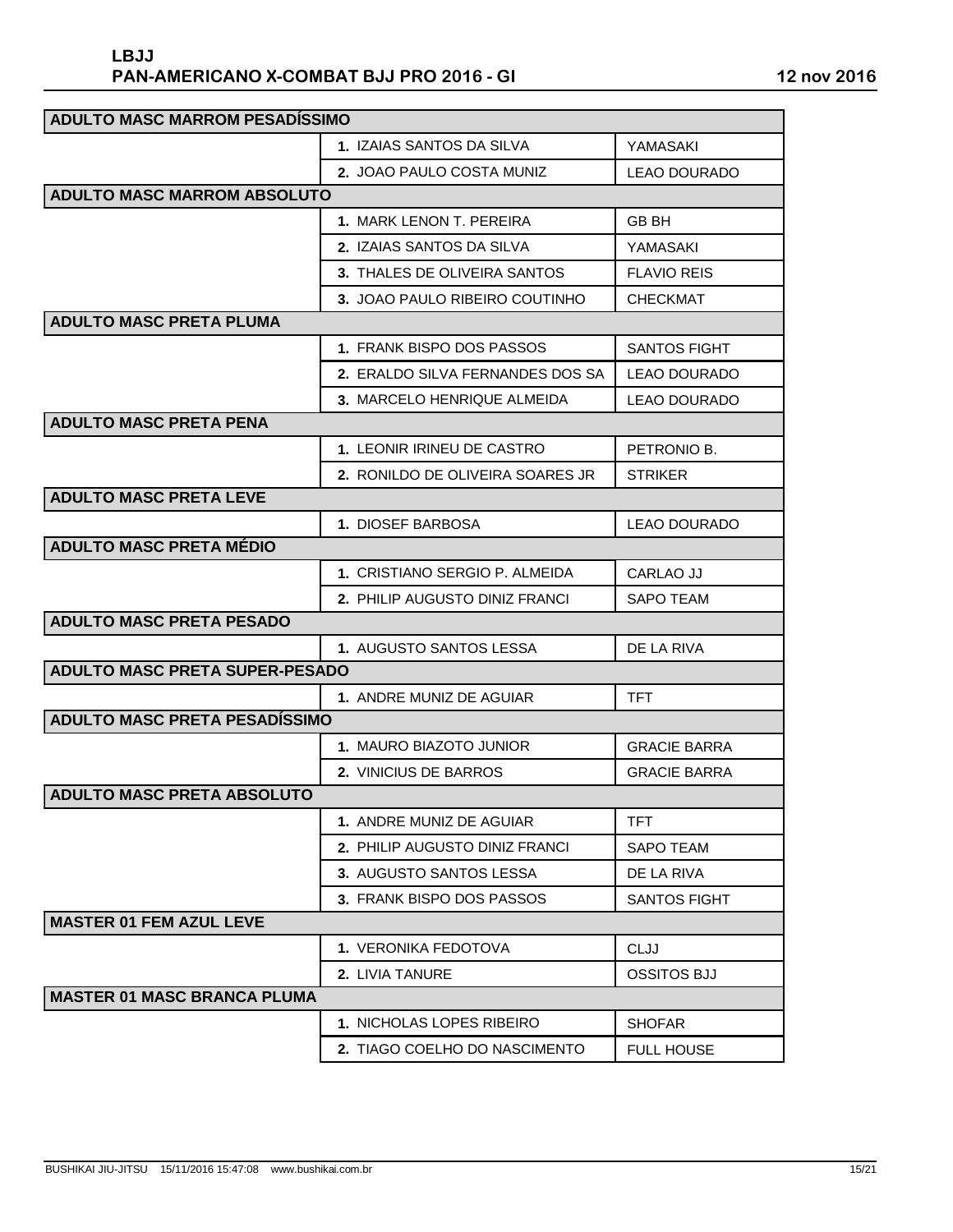| ADULTO MASC MARROM PESADÍSSIMO | | |
|---|---|---|
| | **1.** IZAIAS SANTOS DA SILVA | YAMASAKI |
| | **2.** JOAO PAULO COSTA MUNIZ | LEAO DOURADO |
| **ADULTO MASC MARROM ABSOLUTO** | | |
| | **1.** MARK LENON T. PEREIRA | GB BH |
| | **2.** IZAIAS SANTOS DA SILVA | YAMASAKI |
| | **3.** THALES DE OLIVEIRA SANTOS | FLAVIO REIS |
| | **3.** JOAO PAULO RIBEIRO COUTINHO | CHECKMAT |
| **ADULTO MASC PRETA PLUMA** | | |
| | **1.** FRANK BISPO DOS PASSOS | SANTOS FIGHT |
| | **2.** ERALDO SILVA FERNANDES DOS SA | LEAO DOURADO |
| | **3.** MARCELO HENRIQUE ALMEIDA | LEAO DOURADO |
| **ADULTO MASC PRETA PENA** | | |
| | **1.** LEONIR IRINEU DE CASTRO | PETRONIO B. |
| | **2.** RONILDO DE OLIVEIRA SOARES JR | STRIKER |
| **ADULTO MASC PRETA LEVE** | | |
| | **1.** DIOSEF BARBOSA | LEAO DOURADO |
| **ADULTO MASC PRETA MÉDIO** | | |
| | **1.** CRISTIANO SERGIO P. ALMEIDA | CARLAO JJ |
| | **2.** PHILIP AUGUSTO DINIZ FRANCI | SAPO TEAM |
| **ADULTO MASC PRETA PESADO** | | |
| | **1.** AUGUSTO SANTOS LESSA | DE LA RIVA |
| **ADULTO MASC PRETA SUPER-PESADO** | | |
| | **1.** ANDRE MUNIZ DE AGUIAR | TFT |
| **ADULTO MASC PRETA PESADÍSSIMO** | | |
| | **1.** MAURO BIAZOTO JUNIOR | GRACIE BARRA |
| | **2.** VINICIUS DE BARROS | GRACIE BARRA |
| **ADULTO MASC PRETA ABSOLUTO** | | |
| | **1.** ANDRE MUNIZ DE AGUIAR | TFT |
| | **2.** PHILIP AUGUSTO DINIZ FRANCI | SAPO TEAM |
| | **3.** AUGUSTO SANTOS LESSA | DE LA RIVA |
| | **3.** FRANK BISPO DOS PASSOS | SANTOS FIGHT |
| **MASTER 01 FEM AZUL LEVE** | | |
| | **1.** VERONIKA FEDOTOVA | CLJJ |
| | **2.** LIVIA TANURE | OSSITOS BJJ |
| **MASTER 01 MASC BRANCA PLUMA** | | |
| | **1.** NICHOLAS LOPES RIBEIRO | SHOFAR |
| | **2.** TIAGO COELHO DO NASCIMENTO | FULL HOUSE |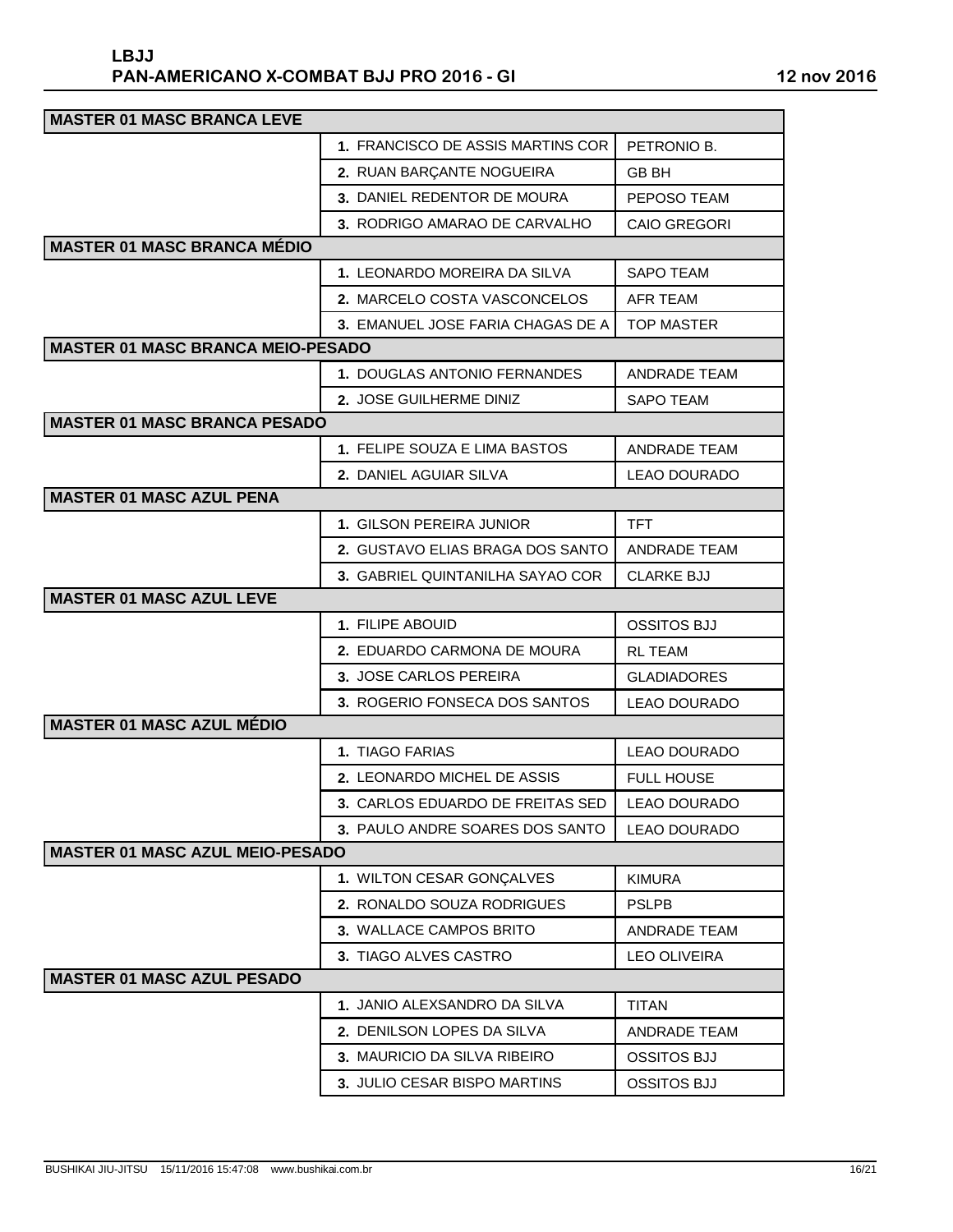**LBJJ**
**PAN-AMERICANO X-COMBAT BJJ PRO 2016 - GI** 12 nov 2016

| MASTER 01 MASC BRANCA LEVE | | |
|---|---|---|
| | **1.** FRANCISCO DE ASSIS MARTINS COR | PETRONIO B. |
| | **2.** RUAN BARÇANTE NOGUEIRA | GB BH |
| | **3.** DANIEL REDENTOR DE MOURA | PEPOSO TEAM |
| | **3.** RODRIGO AMARAO DE CARVALHO | CAIO GREGORI |
| **MASTER 01 MASC BRANCA MÉDIO** | | |
| | **1.** LEONARDO MOREIRA DA SILVA | SAPO TEAM |
| | **2.** MARCELO COSTA VASCONCELOS | AFR TEAM |
| | **3.** EMANUEL JOSE FARIA CHAGAS DE A | TOP MASTER |
| **MASTER 01 MASC BRANCA MEIO-PESADO** | | |
| | **1.** DOUGLAS ANTONIO FERNANDES | ANDRADE TEAM |
| | **2.** JOSE GUILHERME DINIZ | SAPO TEAM |
| **MASTER 01 MASC BRANCA PESADO** | | |
| | **1.** FELIPE SOUZA E LIMA BASTOS | ANDRADE TEAM |
| | **2.** DANIEL AGUIAR SILVA | LEAO DOURADO |
| **MASTER 01 MASC AZUL PENA** | | |
| | **1.** GILSON PEREIRA JUNIOR | TFT |
| | **2.** GUSTAVO ELIAS BRAGA DOS SANTO | ANDRADE TEAM |
| | **3.** GABRIEL QUINTANILHA SAYAO COR | CLARKE BJJ |
| **MASTER 01 MASC AZUL LEVE** | | |
| | **1.** FILIPE ABOUID | OSSITOS BJJ |
| | **2.** EDUARDO CARMONA DE MOURA | RL TEAM |
| | **3.** JOSE CARLOS PEREIRA | GLADIADORES |
| | **3.** ROGERIO FONSECA DOS SANTOS | LEAO DOURADO |
| **MASTER 01 MASC AZUL MÉDIO** | | |
| | **1.** TIAGO FARIAS | LEAO DOURADO |
| | **2.** LEONARDO MICHEL DE ASSIS | FULL HOUSE |
| | **3.** CARLOS EDUARDO DE FREITAS SED | LEAO DOURADO |
| | **3.** PAULO ANDRE SOARES DOS SANTO | LEAO DOURADO |
| **MASTER 01 MASC AZUL MEIO-PESADO** | | |
| | **1.** WILTON CESAR GONÇALVES | KIMURA |
| | **2.** RONALDO SOUZA RODRIGUES | PSLPB |
| | **3.** WALLACE CAMPOS BRITO | ANDRADE TEAM |
| | **3.** TIAGO ALVES CASTRO | LEO OLIVEIRA |
| **MASTER 01 MASC AZUL PESADO** | | |
| | **1.** JANIO ALEXSANDRO DA SILVA | TITAN |
| | **2.** DENILSON LOPES DA SILVA | ANDRADE TEAM |
| | **3.** MAURICIO DA SILVA RIBEIRO | OSSITOS BJJ |
| | **3.** JULIO CESAR BISPO MARTINS | OSSITOS BJJ |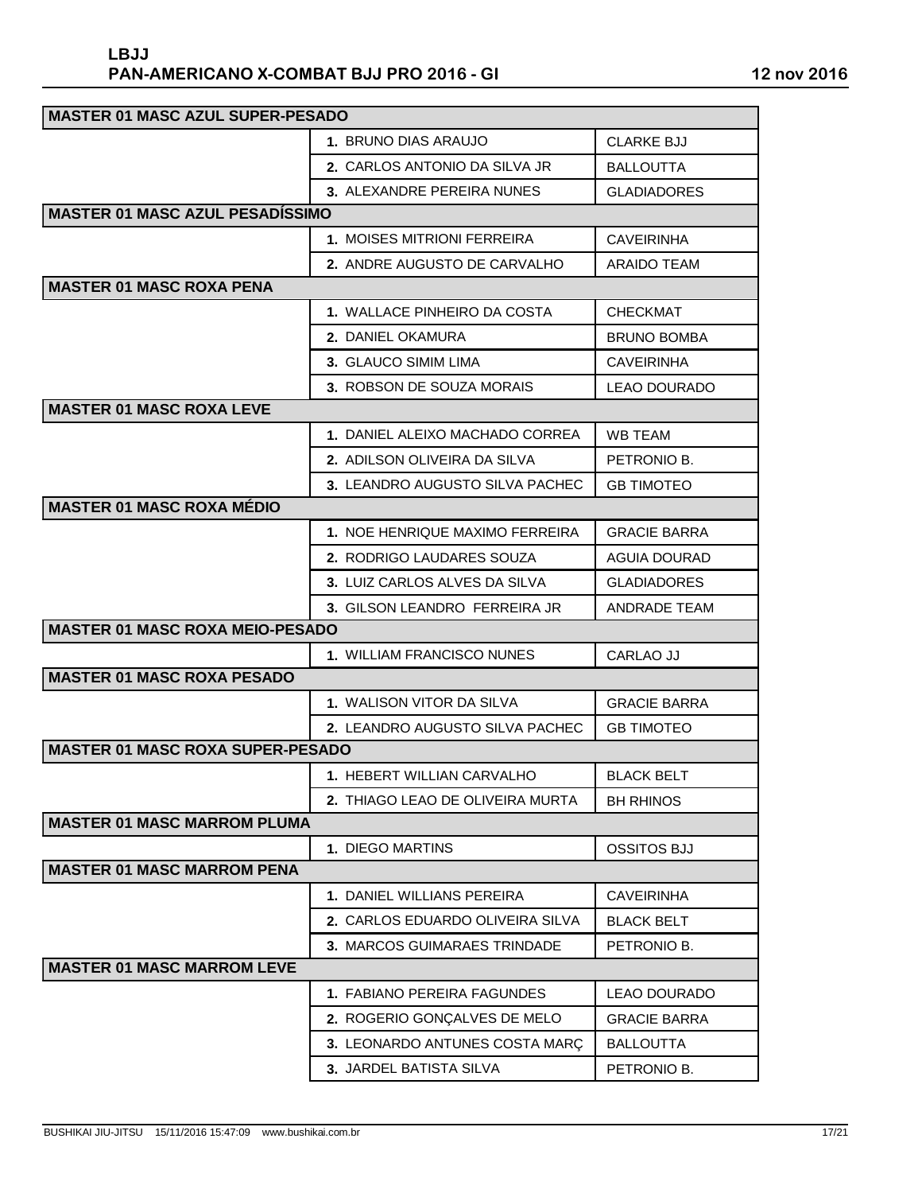| MASTER 01 MASC AZUL SUPER-PESADO | | |
|---|---|---|
| | 1. BRUNO DIAS ARAUJO | CLARKE BJJ |
| | 2. CARLOS ANTONIO DA SILVA JR | BALLOUTTA |
| | 3. ALEXANDRE PEREIRA NUNES | GLADIADORES |
| **MASTER 01 MASC AZUL PESADÍSSIMO** | | |
| | 1. MOISES MITRIONI FERREIRA | CAVEIRINHA |
| | 2. ANDRE AUGUSTO DE CARVALHO | ARAIDO TEAM |
| **MASTER 01 MASC ROXA PENA** | | |
| | 1. WALLACE PINHEIRO DA COSTA | CHECKMAT |
| | 2. DANIEL OKAMURA | BRUNO BOMBA |
| | 3. GLAUCO SIMIM LIMA | CAVEIRINHA |
| | 3. ROBSON DE SOUZA MORAIS | LEAO DOURADO |
| **MASTER 01 MASC ROXA LEVE** | | |
| | 1. DANIEL ALEIXO MACHADO CORREA | WB TEAM |
| | 2. ADILSON OLIVEIRA DA SILVA | PETRONIO B. |
| | 3. LEANDRO AUGUSTO SILVA PACHEC | GB TIMOTEO |
| **MASTER 01 MASC ROXA MÉDIO** | | |
| | 1. NOE HENRIQUE MAXIMO FERREIRA | GRACIE BARRA |
| | 2. RODRIGO LAUDARES SOUZA | AGUIA DOURAD |
| | 3. LUIZ CARLOS ALVES DA SILVA | GLADIADORES |
| | 3. GILSON LEANDRO FERREIRA JR | ANDRADE TEAM |
| **MASTER 01 MASC ROXA MEIO-PESADO** | | |
| | 1. WILLIAM FRANCISCO NUNES | CARLAO JJ |
| **MASTER 01 MASC ROXA PESADO** | | |
| | 1. WALISON VITOR DA SILVA | GRACIE BARRA |
| | 2. LEANDRO AUGUSTO SILVA PACHEC | GB TIMOTEO |
| **MASTER 01 MASC ROXA SUPER-PESADO** | | |
| | 1. HEBERT WILLIAN CARVALHO | BLACK BELT |
| | 2. THIAGO LEAO DE OLIVEIRA MURTA | BH RHINOS |
| **MASTER 01 MASC MARROM PLUMA** | | |
| | 1. DIEGO MARTINS | OSSITOS BJJ |
| **MASTER 01 MASC MARROM PENA** | | |
| | 1. DANIEL WILLIANS PEREIRA | CAVEIRINHA |
| | 2. CARLOS EDUARDO OLIVEIRA SILVA | BLACK BELT |
| | 3. MARCOS GUIMARAES TRINDADE | PETRONIO B. |
| **MASTER 01 MASC MARROM LEVE** | | |
| | 1. FABIANO PEREIRA FAGUNDES | LEAO DOURADO |
| | 2. ROGERIO GONÇALVES DE MELO | GRACIE BARRA |
| | 3. LEONARDO ANTUNES COSTA MARÇ | BALLOUTTA |
| | 3. JARDEL BATISTA SILVA | PETRONIO B. |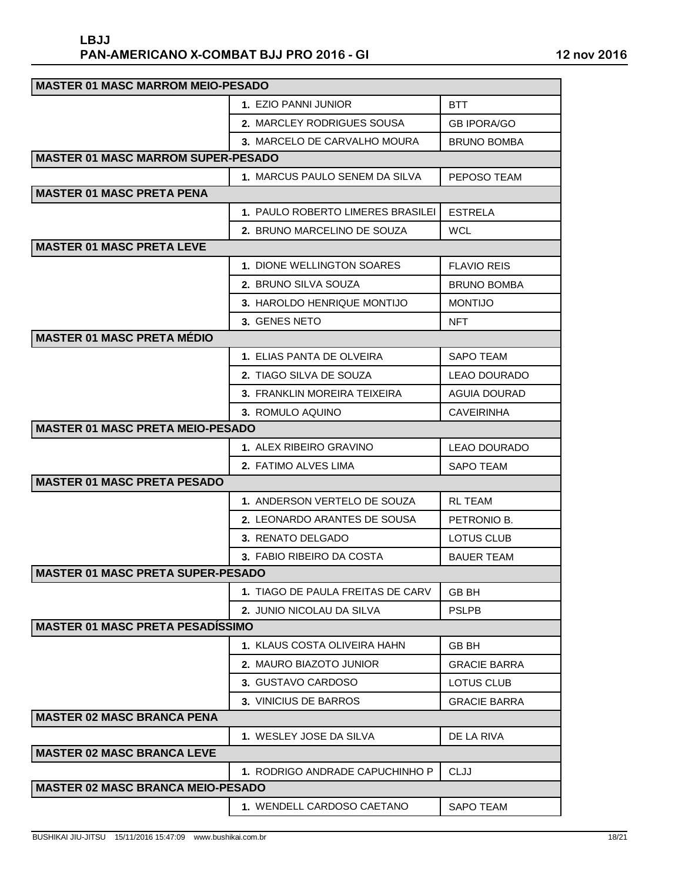| MASTER 01 MASC MARROM MEIO-PESADO | | |
|---|---|---|
| | 1. EZIO PANNI JUNIOR | BTT |
| | 2. MARCLEY RODRIGUES SOUSA | GB IPORA/GO |
| | 3. MARCELO DE CARVALHO MOURA | BRUNO BOMBA |
| **MASTER 01 MASC MARROM SUPER-PESADO** | | |
| | 1. MARCUS PAULO SENEM DA SILVA | PEPOSO TEAM |
| **MASTER 01 MASC PRETA PENA** | | |
| | 1. PAULO ROBERTO LIMERES BRASILEI | ESTRELA |
| | 2. BRUNO MARCELINO DE SOUZA | WCL |
| **MASTER 01 MASC PRETA LEVE** | | |
| | 1. DIONE WELLINGTON SOARES | FLAVIO REIS |
| | 2. BRUNO SILVA SOUZA | BRUNO BOMBA |
| | 3. HAROLDO HENRIQUE MONTIJO | MONTIJO |
| | 3. GENES NETO | NFT |
| **MASTER 01 MASC PRETA MÉDIO** | | |
| | 1. ELIAS PANTA DE OLVEIRA | SAPO TEAM |
| | 2. TIAGO SILVA DE SOUZA | LEAO DOURADO |
| | 3. FRANKLIN MOREIRA TEIXEIRA | AGUIA DOURAD |
| | 3. ROMULO AQUINO | CAVEIRINHA |
| **MASTER 01 MASC PRETA MEIO-PESADO** | | |
| | 1. ALEX RIBEIRO GRAVINO | LEAO DOURADO |
| | 2. FATIMO ALVES LIMA | SAPO TEAM |
| **MASTER 01 MASC PRETA PESADO** | | |
| | 1. ANDERSON VERTELO DE SOUZA | RL TEAM |
| | 2. LEONARDO ARANTES DE SOUSA | PETRONIO B. |
| | 3. RENATO DELGADO | LOTUS CLUB |
| | 3. FABIO RIBEIRO DA COSTA | BAUER TEAM |
| **MASTER 01 MASC PRETA SUPER-PESADO** | | |
| | 1. TIAGO DE PAULA FREITAS DE CARV | GB BH |
| | 2. JUNIO NICOLAU DA SILVA | PSLPB |
| **MASTER 01 MASC PRETA PESADÍSSIMO** | | |
| | 1. KLAUS COSTA OLIVEIRA HAHN | GB BH |
| | 2. MAURO BIAZOTO JUNIOR | GRACIE BARRA |
| | 3. GUSTAVO CARDOSO | LOTUS CLUB |
| | 3. VINICIUS DE BARROS | GRACIE BARRA |
| **MASTER 02 MASC BRANCA PENA** | | |
| | 1. WESLEY JOSE DA SILVA | DE LA RIVA |
| **MASTER 02 MASC BRANCA LEVE** | | |
| | 1. RODRIGO ANDRADE CAPUCHINHO P | CLJJ |
| **MASTER 02 MASC BRANCA MEIO-PESADO** | | |
| | 1. WENDELL CARDOSO CAETANO | SAPO TEAM |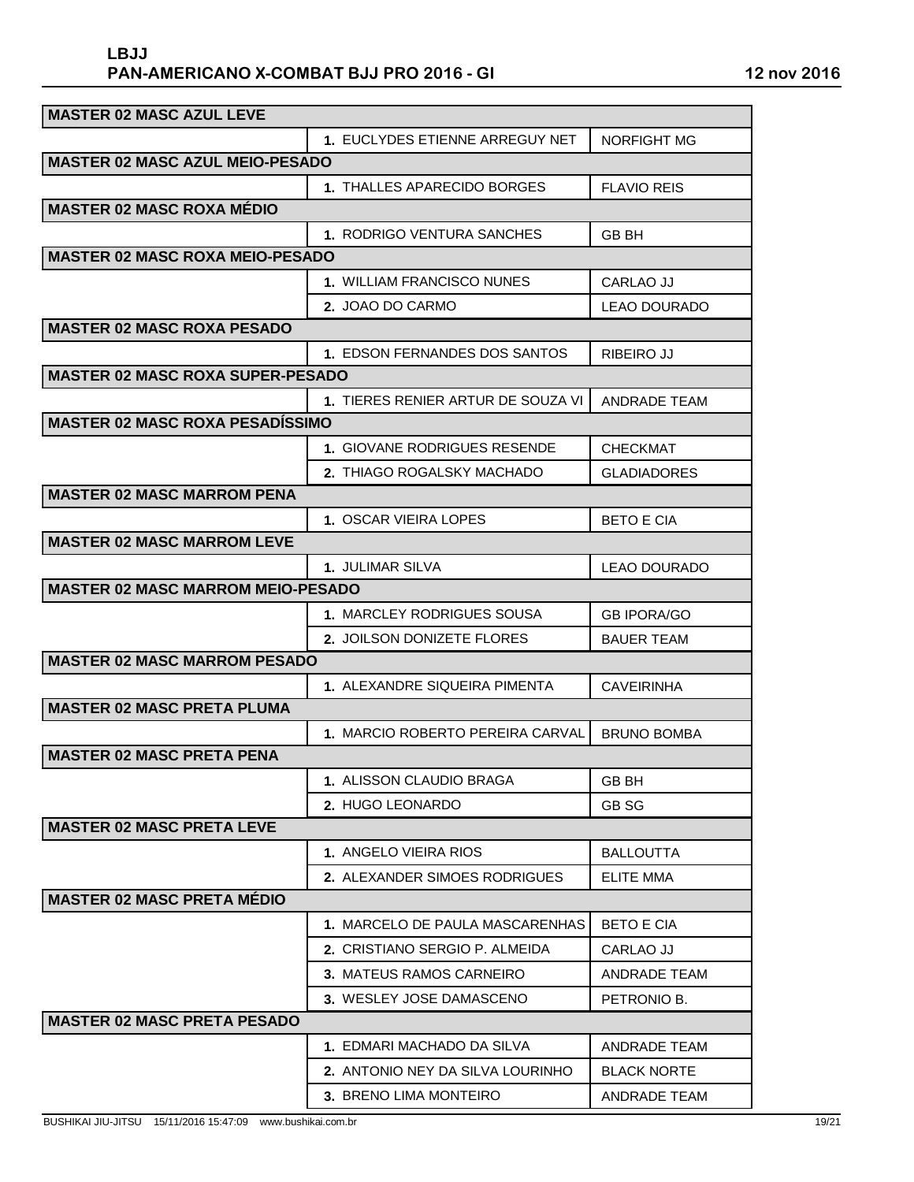**LBJJ**
**PAN-AMERICANO X-COMBAT BJJ PRO 2016 - GI** — 12 nov 2016

| MASTER 02 MASC AZUL LEVE | | |
|---|---|---|
| | 1. EUCLYDES ETIENNE ARREGUY NET | NORFIGHT MG |
| **MASTER 02 MASC AZUL MEIO-PESADO** | | |
| | 1. THALLES APARECIDO BORGES | FLAVIO REIS |
| **MASTER 02 MASC ROXA MÉDIO** | | |
| | 1. RODRIGO VENTURA SANCHES | GB BH |
| **MASTER 02 MASC ROXA MEIO-PESADO** | | |
| | 1. WILLIAM FRANCISCO NUNES | CARLAO JJ |
| | 2. JOAO DO CARMO | LEAO DOURADO |
| **MASTER 02 MASC ROXA PESADO** | | |
| | 1. EDSON FERNANDES DOS SANTOS | RIBEIRO JJ |
| **MASTER 02 MASC ROXA SUPER-PESADO** | | |
| | 1. TIERES RENIER ARTUR DE SOUZA VI | ANDRADE TEAM |
| **MASTER 02 MASC ROXA PESADÍSSIMO** | | |
| | 1. GIOVANE RODRIGUES RESENDE | CHECKMAT |
| | 2. THIAGO ROGALSKY MACHADO | GLADIADORES |
| **MASTER 02 MASC MARROM PENA** | | |
| | 1. OSCAR VIEIRA LOPES | BETO E CIA |
| **MASTER 02 MASC MARROM LEVE** | | |
| | 1. JULIMAR SILVA | LEAO DOURADO |
| **MASTER 02 MASC MARROM MEIO-PESADO** | | |
| | 1. MARCLEY RODRIGUES SOUSA | GB IPORA/GO |
| | 2. JOILSON DONIZETE FLORES | BAUER TEAM |
| **MASTER 02 MASC MARROM PESADO** | | |
| | 1. ALEXANDRE SIQUEIRA PIMENTA | CAVEIRINHA |
| **MASTER 02 MASC PRETA PLUMA** | | |
| | 1. MARCIO ROBERTO PEREIRA CARVAL | BRUNO BOMBA |
| **MASTER 02 MASC PRETA PENA** | | |
| | 1. ALISSON CLAUDIO BRAGA | GB BH |
| | 2. HUGO LEONARDO | GB SG |
| **MASTER 02 MASC PRETA LEVE** | | |
| | 1. ANGELO VIEIRA RIOS | BALLOUTTA |
| | 2. ALEXANDER SIMOES RODRIGUES | ELITE MMA |
| **MASTER 02 MASC PRETA MÉDIO** | | |
| | 1. MARCELO DE PAULA MASCARENHAS | BETO E CIA |
| | 2. CRISTIANO SERGIO P. ALMEIDA | CARLAO JJ |
| | 3. MATEUS RAMOS CARNEIRO | ANDRADE TEAM |
| | 3. WESLEY JOSE DAMASCENO | PETRONIO B. |
| **MASTER 02 MASC PRETA PESADO** | | |
| | 1. EDMARI MACHADO DA SILVA | ANDRADE TEAM |
| | 2. ANTONIO NEY DA SILVA LOURINHO | BLACK NORTE |
| | 3. BRENO LIMA MONTEIRO | ANDRADE TEAM |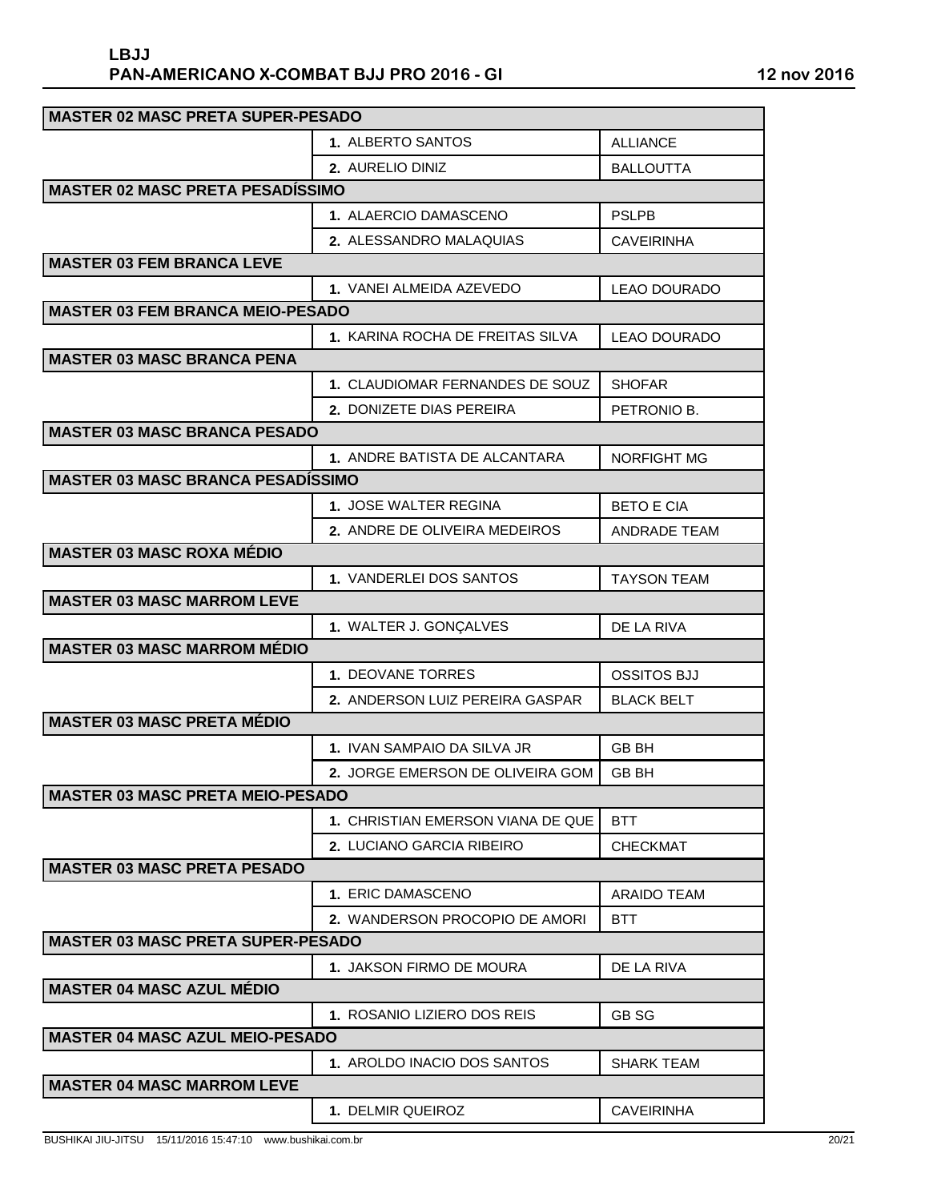# LBJJ
## PAN-AMERICANO X-COMBAT BJJ PRO 2016 - GI

12 nov 2016

| MASTER 02 MASC PRETA SUPER-PESADO | | |
|---|---|---|
| | 1. ALBERTO SANTOS | ALLIANCE |
| | 2. AURELIO DINIZ | BALLOUTTA |
| **MASTER 02 MASC PRETA PESADÍSSIMO** | | |
| | 1. ALAERCIO DAMASCENO | PSLPB |
| | 2. ALESSANDRO MALAQUIAS | CAVEIRINHA |
| **MASTER 03 FEM BRANCA LEVE** | | |
| | 1. VANEI ALMEIDA AZEVEDO | LEAO DOURADO |
| **MASTER 03 FEM BRANCA MEIO-PESADO** | | |
| | 1. KARINA ROCHA DE FREITAS SILVA | LEAO DOURADO |
| **MASTER 03 MASC BRANCA PENA** | | |
| | 1. CLAUDIOMAR FERNANDES DE SOUZ | SHOFAR |
| | 2. DONIZETE DIAS PEREIRA | PETRONIO B. |
| **MASTER 03 MASC BRANCA PESADO** | | |
| | 1. ANDRE BATISTA DE ALCANTARA | NORFIGHT MG |
| **MASTER 03 MASC BRANCA PESADÍSSIMO** | | |
| | 1. JOSE WALTER REGINA | BETO E CIA |
| | 2. ANDRE DE OLIVEIRA MEDEIROS | ANDRADE TEAM |
| **MASTER 03 MASC ROXA MÉDIO** | | |
| | 1. VANDERLEI DOS SANTOS | TAYSON TEAM |
| **MASTER 03 MASC MARROM LEVE** | | |
| | 1. WALTER J. GONÇALVES | DE LA RIVA |
| **MASTER 03 MASC MARROM MÉDIO** | | |
| | 1. DEOVANE TORRES | OSSITOS BJJ |
| | 2. ANDERSON LUIZ PEREIRA GASPAR | BLACK BELT |
| **MASTER 03 MASC PRETA MÉDIO** | | |
| | 1. IVAN SAMPAIO DA SILVA JR | GB BH |
| | 2. JORGE EMERSON DE OLIVEIRA GOM | GB BH |
| **MASTER 03 MASC PRETA MEIO-PESADO** | | |
| | 1. CHRISTIAN EMERSON VIANA DE QUE | BTT |
| | 2. LUCIANO GARCIA RIBEIRO | CHECKMAT |
| **MASTER 03 MASC PRETA PESADO** | | |
| | 1. ERIC DAMASCENO | ARAIDO TEAM |
| | 2. WANDERSON PROCOPIO DE AMORI | BTT |
| **MASTER 03 MASC PRETA SUPER-PESADO** | | |
| | 1. JAKSON FIRMO DE MOURA | DE LA RIVA |
| **MASTER 04 MASC AZUL MÉDIO** | | |
| | 1. ROSANIO LIZIERO DOS REIS | GB SG |
| **MASTER 04 MASC AZUL MEIO-PESADO** | | |
| | 1. AROLDO INACIO DOS SANTOS | SHARK TEAM |
| **MASTER 04 MASC MARROM LEVE** | | |
| | 1. DELMIR QUEIROZ | CAVEIRINHA |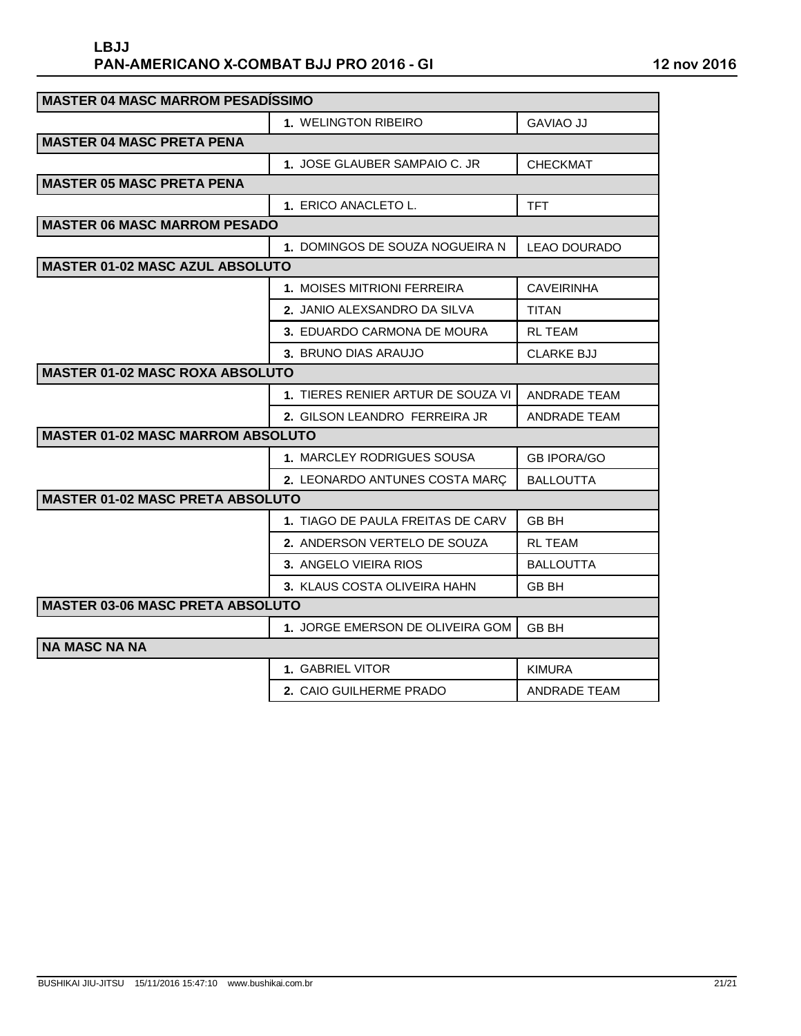| | | |
|---|---|---|
| **MASTER 04 MASC MARROM PESADÍSSIMO** | | |
| | 1. WELINGTON RIBEIRO | GAVIAO JJ |
| **MASTER 04 MASC PRETA PENA** | | |
| | 1. JOSE GLAUBER SAMPAIO C. JR | CHECKMAT |
| **MASTER 05 MASC PRETA PENA** | | |
| | 1. ERICO ANACLETO L. | TFT |
| **MASTER 06 MASC MARROM PESADO** | | |
| | 1. DOMINGOS DE SOUZA NOGUEIRA N | LEAO DOURADO |
| **MASTER 01-02 MASC AZUL ABSOLUTO** | | |
| | 1. MOISES MITRIONI FERREIRA | CAVEIRINHA |
| | 2. JANIO ALEXSANDRO DA SILVA | TITAN |
| | 3. EDUARDO CARMONA DE MOURA | RL TEAM |
| | 3. BRUNO DIAS ARAUJO | CLARKE BJJ |
| **MASTER 01-02 MASC ROXA ABSOLUTO** | | |
| | 1. TIERES RENIER ARTUR DE SOUZA VI | ANDRADE TEAM |
| | 2. GILSON LEANDRO FERREIRA JR | ANDRADE TEAM |
| **MASTER 01-02 MASC MARROM ABSOLUTO** | | |
| | 1. MARCLEY RODRIGUES SOUSA | GB IPORA/GO |
| | 2. LEONARDO ANTUNES COSTA MARÇ | BALLOUTTA |
| **MASTER 01-02 MASC PRETA ABSOLUTO** | | |
| | 1. TIAGO DE PAULA FREITAS DE CARV | GB BH |
| | 2. ANDERSON VERTELO DE SOUZA | RL TEAM |
| | 3. ANGELO VIEIRA RIOS | BALLOUTTA |
| | 3. KLAUS COSTA OLIVEIRA HAHN | GB BH |
| **MASTER 03-06 MASC PRETA ABSOLUTO** | | |
| | 1. JORGE EMERSON DE OLIVEIRA GOM | GB BH |
| **NA MASC NA NA** | | |
| | 1. GABRIEL VITOR | KIMURA |
| | 2. CAIO GUILHERME PRADO | ANDRADE TEAM |